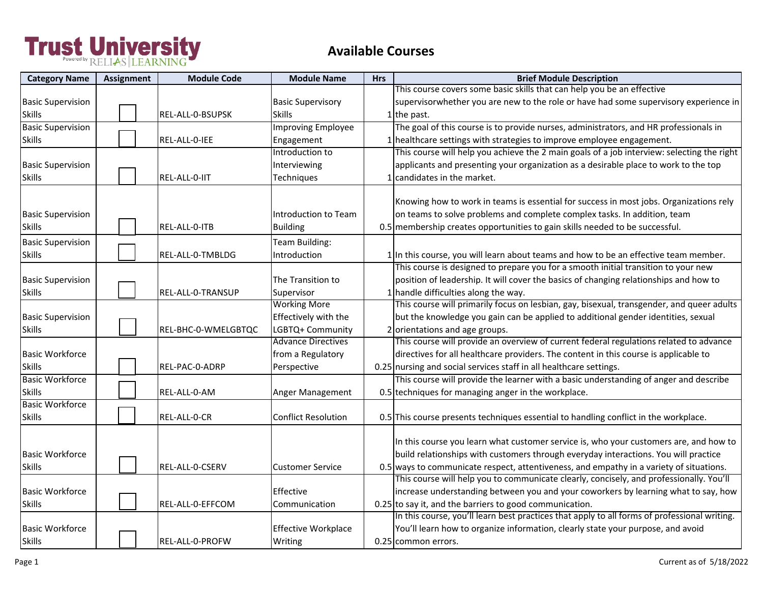# Trust University

Powered by RELIAS LEARNING

## Available Courses

| Category Name | Assignment | Module Code | Module Name | Hrs | Brief Module Description |
|---|---|---|---|---|---|
| Basic Supervision Skills | ☐ | REL-ALL-0-BSUPSK | Basic Supervisory Skills | 1 | This course covers some basic skills that can help you be an effective supervisorwhether you are new to the role or have had some supervisory experience in the past. |
| Basic Supervision Skills | ☐ | REL-ALL-0-IEE | Improving Employee Engagement | 1 | The goal of this course is to provide nurses, administrators, and HR professionals in healthcare settings with strategies to improve employee engagement. |
| Basic Supervision Skills | ☐ | REL-ALL-0-IIT | Introduction to Interviewing Techniques | 1 | This course will help you achieve the 2 main goals of a job interview: selecting the right applicants and presenting your organization as a desirable place to work to the top candidates in the market. |
| Basic Supervision Skills | ☐ | REL-ALL-0-ITB | Introduction to Team Building | 0.5 | Knowing how to work in teams is essential for success in most jobs. Organizations rely on teams to solve problems and complete complex tasks. In addition, team membership creates opportunities to gain skills needed to be successful. |
| Basic Supervision Skills | ☐ | REL-ALL-0-TMBLDG | Team Building: Introduction | 1 | In this course, you will learn about teams and how to be an effective team member. |
| Basic Supervision Skills | ☐ | REL-ALL-0-TRANSUP | The Transition to Supervisor | 1 | This course is designed to prepare you for a smooth initial transition to your new position of leadership. It will cover the basics of changing relationships and how to handle difficulties along the way. |
| Basic Supervision Skills | ☐ | REL-BHC-0-WMELGBTQC | Working More Effectively with the LGBTQ+ Community | 2 | This course will primarily focus on lesbian, gay, bisexual, transgender, and queer adults but the knowledge you gain can be applied to additional gender identities, sexual orientations and age groups. |
| Basic Workforce Skills | ☐ | REL-PAC-0-ADRP | Advance Directives from a Regulatory Perspective | 0.25 | This course will provide an overview of current federal regulations related to advance directives for all healthcare providers. The content in this course is applicable to nursing and social services staff in all healthcare settings. |
| Basic Workforce Skills | ☐ | REL-ALL-0-AM | Anger Management | 0.5 | This course will provide the learner with a basic understanding of anger and describe techniques for managing anger in the workplace. |
| Basic Workforce Skills | ☐ | REL-ALL-0-CR | Conflict Resolution | 0.5 | This course presents techniques essential to handling conflict in the workplace. |
| Basic Workforce Skills | ☐ | REL-ALL-0-CSERV | Customer Service | 0.5 | In this course you learn what customer service is, who your customers are, and how to build relationships with customers through everyday interactions. You will practice ways to communicate respect, attentiveness, and empathy in a variety of situations. |
| Basic Workforce Skills | ☐ | REL-ALL-0-EFFCOM | Effective Communication | 0.25 | This course will help you to communicate clearly, concisely, and professionally. You'll increase understanding between you and your coworkers by learning what to say, how to say it, and the barriers to good communication. |
| Basic Workforce Skills | ☐ | REL-ALL-0-PROFW | Effective Workplace Writing | 0.25 | In this course, you'll learn best practices that apply to all forms of professional writing. You'll learn how to organize information, clearly state your purpose, and avoid common errors. |

Current as of 5/18/2022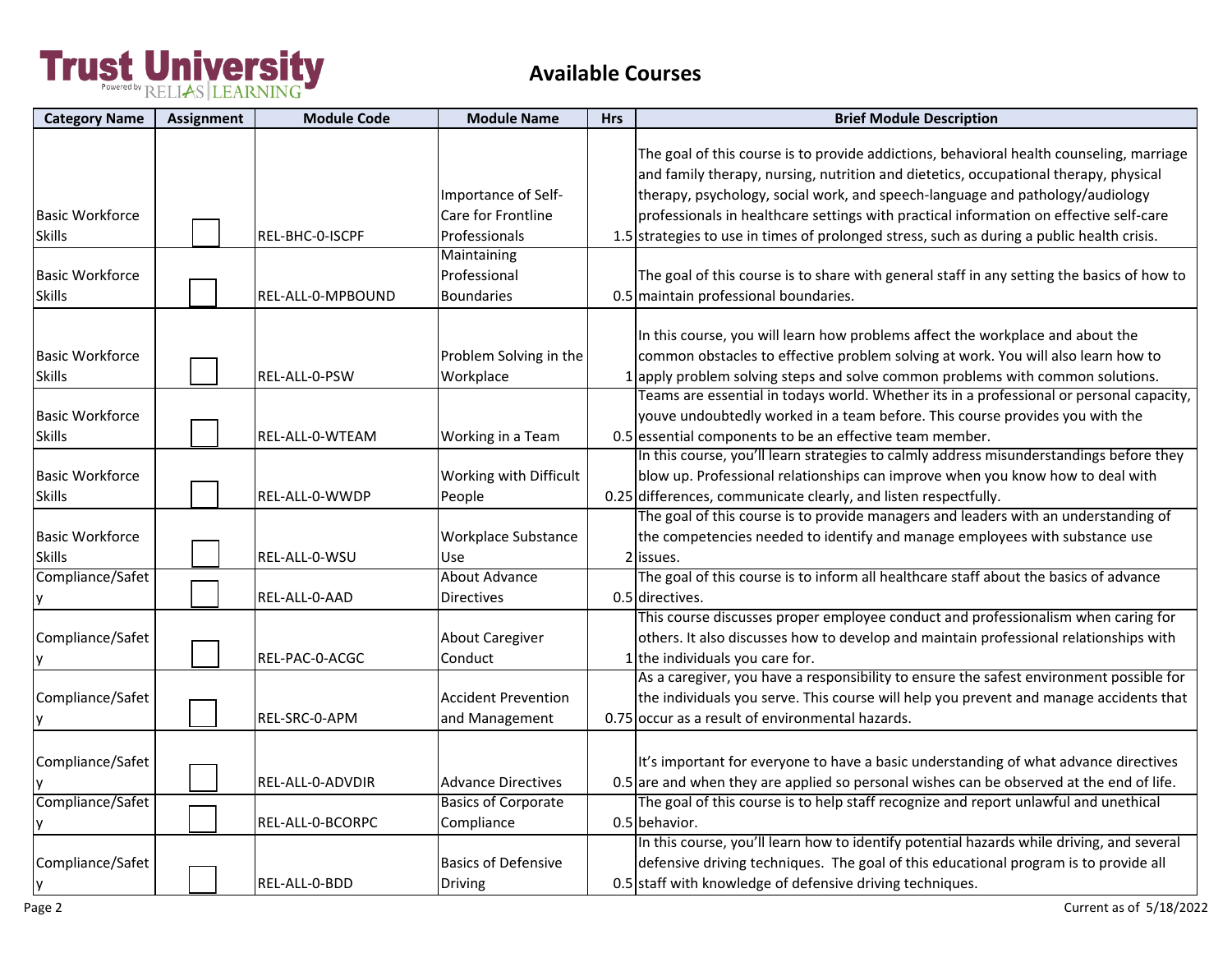# Trust University

Powered by RELIAS LEARNING

## Available Courses

| Category Name | Assignment | Module Code | Module Name | Hrs | Brief Module Description |
|---|---|---|---|---|---|
| Basic Workforce Skills | ☐ | REL-BHC-0-ISCPF | Importance of Self-Care for Frontline Professionals | 1.5 | The goal of this course is to provide addictions, behavioral health counseling, marriage and family therapy, nursing, nutrition and dietetics, occupational therapy, physical therapy, psychology, social work, and speech-language and pathology/audiology professionals in healthcare settings with practical information on effective self-care strategies to use in times of prolonged stress, such as during a public health crisis. |
| Basic Workforce Skills | ☐ | REL-ALL-0-MPBOUND | Maintaining Professional Boundaries | 0.5 | The goal of this course is to share with general staff in any setting the basics of how to maintain professional boundaries. |
| Basic Workforce Skills | ☐ | REL-ALL-0-PSW | Problem Solving in the Workplace | 1 | In this course, you will learn how problems affect the workplace and about the common obstacles to effective problem solving at work. You will also learn how to apply problem solving steps and solve common problems with common solutions. |
| Basic Workforce Skills | ☐ | REL-ALL-0-WTEAM | Working in a Team | 0.5 | Teams are essential in todays world. Whether its in a professional or personal capacity, youve undoubtedly worked in a team before. This course provides you with the essential components to be an effective team member. |
| Basic Workforce Skills | ☐ | REL-ALL-0-WWDP | Working with Difficult People | 0.25 | In this course, you'll learn strategies to calmly address misunderstandings before they blow up. Professional relationships can improve when you know how to deal with differences, communicate clearly, and listen respectfully. |
| Basic Workforce Skills | ☐ | REL-ALL-0-WSU | Workplace Substance Use | 2 | The goal of this course is to provide managers and leaders with an understanding of the competencies needed to identify and manage employees with substance use issues. |
| Compliance/Safety | ☐ | REL-ALL-0-AAD | About Advance Directives | 0.5 | The goal of this course is to inform all healthcare staff about the basics of advance directives. |
| Compliance/Safety | ☐ | REL-PAC-0-ACGC | About Caregiver Conduct | 1 | This course discusses proper employee conduct and professionalism when caring for others. It also discusses how to develop and maintain professional relationships with the individuals you care for. |
| Compliance/Safety | ☐ | REL-SRC-0-APM | Accident Prevention and Management | 0.75 | As a caregiver, you have a responsibility to ensure the safest environment possible for the individuals you serve. This course will help you prevent and manage accidents that occur as a result of environmental hazards. |
| Compliance/Safety | ☐ | REL-ALL-0-ADVDIR | Advance Directives | 0.5 | It's important for everyone to have a basic understanding of what advance directives are and when they are applied so personal wishes can be observed at the end of life. |
| Compliance/Safety | ☐ | REL-ALL-0-BCORPC | Basics of Corporate Compliance | 0.5 | The goal of this course is to help staff recognize and report unlawful and unethical behavior. |
| Compliance/Safety | ☐ | REL-ALL-0-BDD | Basics of Defensive Driving | 0.5 | In this course, you'll learn how to identify potential hazards while driving, and several defensive driving techniques. The goal of this educational program is to provide all staff with knowledge of defensive driving techniques. |

Current as of 5/18/2022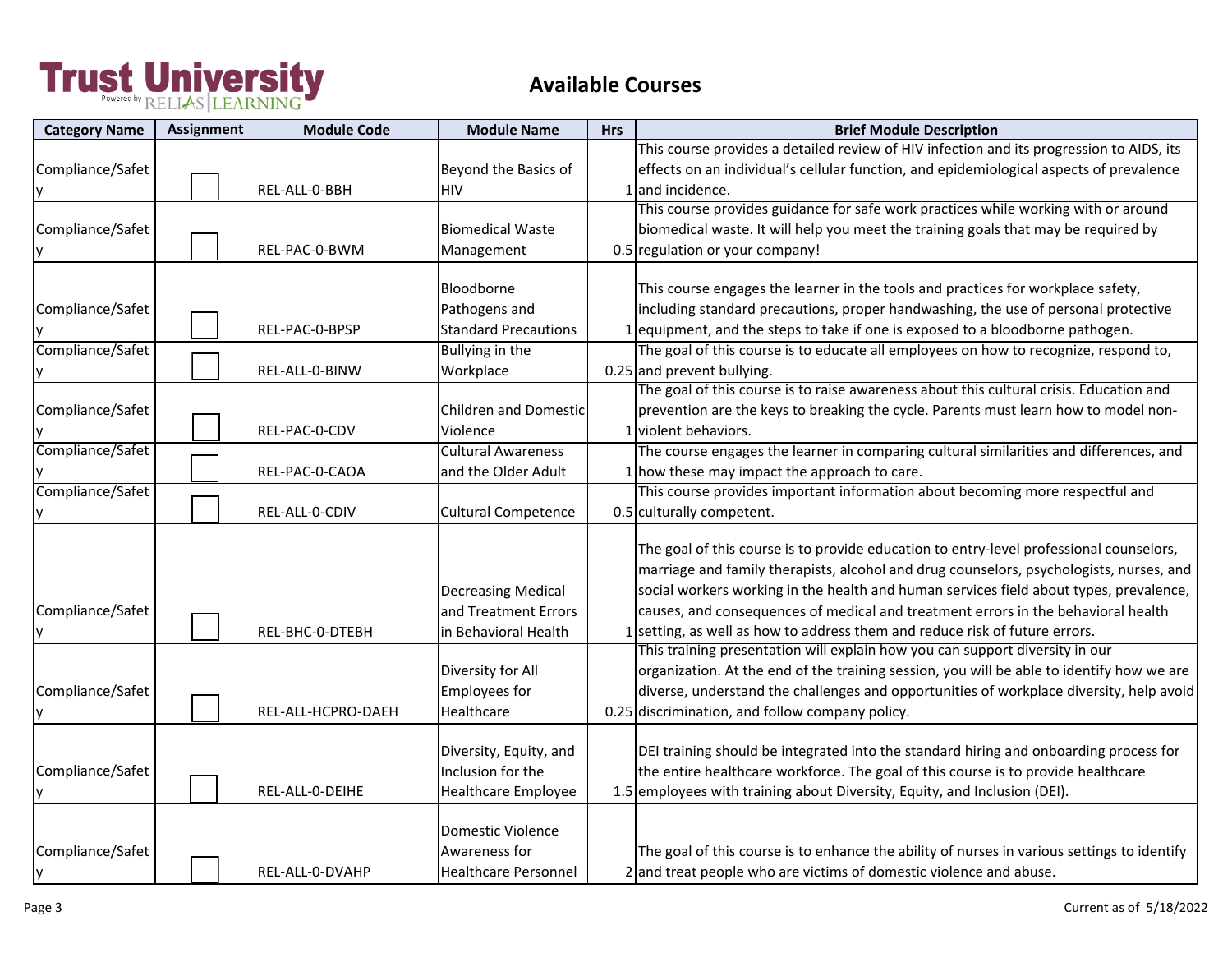# Trust University

Powered by RELIAS LEARNING

## Available Courses

| Category Name | Assignment | Module Code | Module Name | Hrs | Brief Module Description |
|---|---|---|---|---|---|
| Compliance/Safety | ☐ | REL-ALL-0-BBH | Beyond the Basics of HIV | 1 | This course provides a detailed review of HIV infection and its progression to AIDS, its effects on an individual's cellular function, and epidemiological aspects of prevalence and incidence. |
| Compliance/Safety | ☐ | REL-PAC-0-BWM | Biomedical Waste Management | 0.5 | This course provides guidance for safe work practices while working with or around biomedical waste. It will help you meet the training goals that may be required by regulation or your company! |
| Compliance/Safety | ☐ | REL-PAC-0-BPSP | Bloodborne Pathogens and Standard Precautions | 1 | This course engages the learner in the tools and practices for workplace safety, including standard precautions, proper handwashing, the use of personal protective equipment, and the steps to take if one is exposed to a bloodborne pathogen. |
| Compliance/Safety | ☐ | REL-ALL-0-BINW | Bullying in the Workplace | 0.25 | The goal of this course is to educate all employees on how to recognize, respond to, and prevent bullying. |
| Compliance/Safety | ☐ | REL-PAC-0-CDV | Children and Domestic Violence | 1 | The goal of this course is to raise awareness about this cultural crisis. Education and prevention are the keys to breaking the cycle. Parents must learn how to model non-violent behaviors. |
| Compliance/Safety | ☐ | REL-PAC-0-CAOA | Cultural Awareness and the Older Adult | 1 | The course engages the learner in comparing cultural similarities and differences, and how these may impact the approach to care. |
| Compliance/Safety | ☐ | REL-ALL-0-CDIV | Cultural Competence | 0.5 | This course provides important information about becoming more respectful and culturally competent. |
| Compliance/Safety | ☐ | REL-BHC-0-DTEBH | Decreasing Medical and Treatment Errors in Behavioral Health | 1 | The goal of this course is to provide education to entry-level professional counselors, marriage and family therapists, alcohol and drug counselors, psychologists, nurses, and social workers working in the health and human services field about types, prevalence, causes, and consequences of medical and treatment errors in the behavioral health setting, as well as how to address them and reduce risk of future errors. |
| Compliance/Safety | ☐ | REL-ALL-HCPRO-DAEH | Diversity for All Employees for Healthcare | 0.25 | This training presentation will explain how you can support diversity in our organization. At the end of the training session, you will be able to identify how we are diverse, understand the challenges and opportunities of workplace diversity, help avoid discrimination, and follow company policy. |
| Compliance/Safety | ☐ | REL-ALL-0-DEIHE | Diversity, Equity, and Inclusion for the Healthcare Employee | 1.5 | DEI training should be integrated into the standard hiring and onboarding process for the entire healthcare workforce. The goal of this course is to provide healthcare employees with training about Diversity, Equity, and Inclusion (DEI). |
| Compliance/Safety | ☐ | REL-ALL-0-DVAHP | Domestic Violence Awareness for Healthcare Personnel | 2 | The goal of this course is to enhance the ability of nurses in various settings to identify and treat people who are victims of domestic violence and abuse. |

Current as of 5/18/2022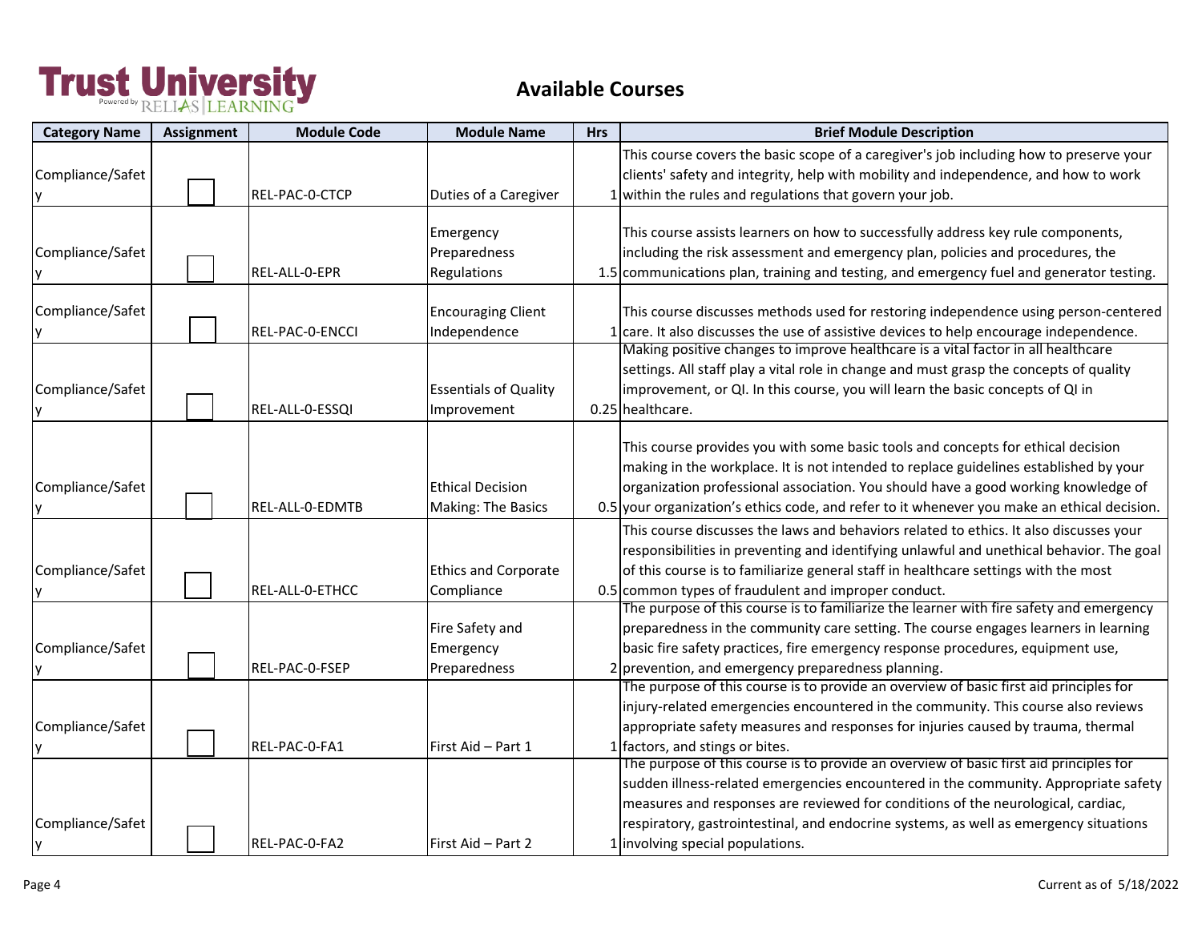# Trust University

Powered by RELIAS LEARNING

## Available Courses

| Category Name | Assignment | Module Code | Module Name | Hrs | Brief Module Description |
|---|---|---|---|---|---|
| Compliance/Safety | ☐ | REL-PAC-0-CTCP | Duties of a Caregiver | 1 | This course covers the basic scope of a caregiver's job including how to preserve your clients' safety and integrity, help with mobility and independence, and how to work within the rules and regulations that govern your job. |
| Compliance/Safety | ☐ | REL-ALL-0-EPR | Emergency Preparedness Regulations | 1.5 | This course assists learners on how to successfully address key rule components, including the risk assessment and emergency plan, policies and procedures, the communications plan, training and testing, and emergency fuel and generator testing. |
| Compliance/Safety | ☐ | REL-PAC-0-ENCCI | Encouraging Client Independence | 1 | This course discusses methods used for restoring independence using person-centered care. It also discusses the use of assistive devices to help encourage independence. |
| Compliance/Safety | ☐ | REL-ALL-0-ESSQI | Essentials of Quality Improvement | 0.25 | Making positive changes to improve healthcare is a vital factor in all healthcare settings. All staff play a vital role in change and must grasp the concepts of quality improvement, or QI. In this course, you will learn the basic concepts of QI in healthcare. |
| Compliance/Safety | ☐ | REL-ALL-0-EDMTB | Ethical Decision Making: The Basics | 0.5 | This course provides you with some basic tools and concepts for ethical decision making in the workplace. It is not intended to replace guidelines established by your organization professional association. You should have a good working knowledge of your organization's ethics code, and refer to it whenever you make an ethical decision. |
| Compliance/Safety | ☐ | REL-ALL-0-ETHCC | Ethics and Corporate Compliance | 0.5 | This course discusses the laws and behaviors related to ethics. It also discusses your responsibilities in preventing and identifying unlawful and unethical behavior. The goal of this course is to familiarize general staff in healthcare settings with the most common types of fraudulent and improper conduct. |
| Compliance/Safety | ☐ | REL-PAC-0-FSEP | Fire Safety and Emergency Preparedness | 2 | The purpose of this course is to familiarize the learner with fire safety and emergency preparedness in the community care setting. The course engages learners in learning basic fire safety practices, fire emergency response procedures, equipment use, prevention, and emergency preparedness planning. |
| Compliance/Safety | ☐ | REL-PAC-0-FA1 | First Aid – Part 1 | 1 | The purpose of this course is to provide an overview of basic first aid principles for injury-related emergencies encountered in the community. This course also reviews appropriate safety measures and responses for injuries caused by trauma, thermal factors, and stings or bites. |
| Compliance/Safety | ☐ | REL-PAC-0-FA2 | First Aid – Part 2 | 1 | The purpose of this course is to provide an overview of basic first aid principles for sudden illness-related emergencies encountered in the community. Appropriate safety measures and responses are reviewed for conditions of the neurological, cardiac, respiratory, gastrointestinal, and endocrine systems, as well as emergency situations involving special populations. |

Current as of 5/18/2022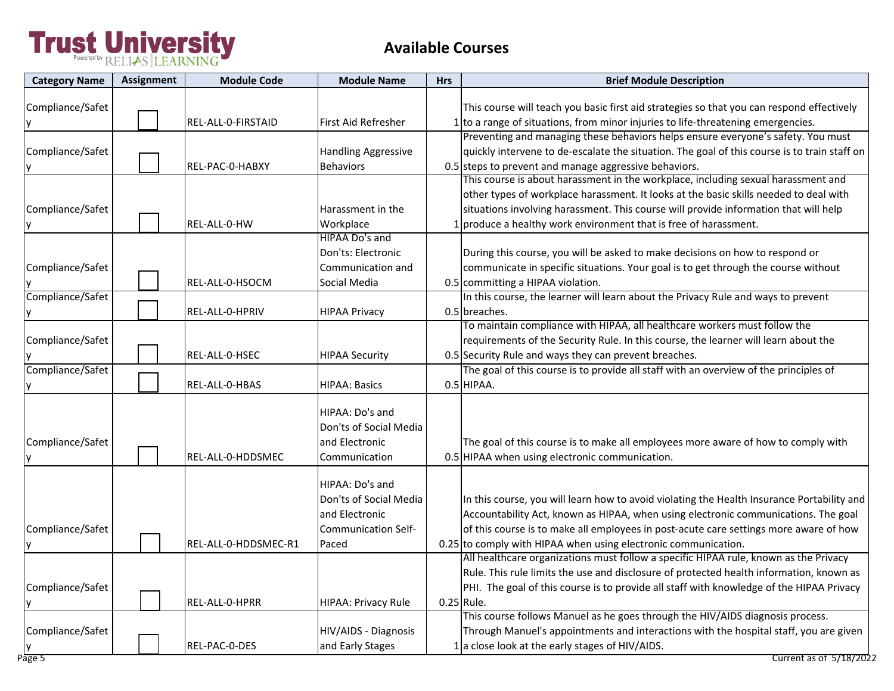# Trust University

Powered by RELIAS LEARNING

## Available Courses

| Category Name | Assignment | Module Code | Module Name | Hrs | Brief Module Description |
|---|---|---|---|---|---|
| Compliance/Safety | ☐ | REL-ALL-0-FIRSTAID | First Aid Refresher | 1 | This course will teach you basic first aid strategies so that you can respond effectively to a range of situations, from minor injuries to life-threatening emergencies. |
| Compliance/Safety | ☐ | REL-PAC-0-HABXY | Handling Aggressive Behaviors | 0.5 | Preventing and managing these behaviors helps ensure everyone's safety. You must quickly intervene to de-escalate the situation. The goal of this course is to train staff on steps to prevent and manage aggressive behaviors. |
| Compliance/Safety | ☐ | REL-ALL-0-HW | Harassment in the Workplace | 1 | This course is about harassment in the workplace, including sexual harassment and other types of workplace harassment. It looks at the basic skills needed to deal with situations involving harassment. This course will provide information that will help produce a healthy work environment that is free of harassment. |
| Compliance/Safety | ☐ | REL-ALL-0-HSOCM | HIPAA Do's and Don'ts: Electronic Communication and Social Media | 0.5 | During this course, you will be asked to make decisions on how to respond or communicate in specific situations. Your goal is to get through the course without committing a HIPAA violation. |
| Compliance/Safety | ☐ | REL-ALL-0-HPRIV | HIPAA Privacy | 0.5 | In this course, the learner will learn about the Privacy Rule and ways to prevent breaches. |
| Compliance/Safety | ☐ | REL-ALL-0-HSEC | HIPAA Security | 0.5 | To maintain compliance with HIPAA, all healthcare workers must follow the requirements of the Security Rule. In this course, the learner will learn about the Security Rule and ways they can prevent breaches. |
| Compliance/Safety | ☐ | REL-ALL-0-HBAS | HIPAA: Basics | 0.5 | The goal of this course is to provide all staff with an overview of the principles of HIPAA. |
| Compliance/Safety | ☐ | REL-ALL-0-HDDSMEC | HIPAA: Do's and Don'ts of Social Media and Electronic Communication | 0.5 | The goal of this course is to make all employees more aware of how to comply with HIPAA when using electronic communication. |
| Compliance/Safety | ☐ | REL-ALL-0-HDDSMEC-R1 | HIPAA: Do's and Don'ts of Social Media and Electronic Communication Self-Paced | 0.25 | In this course, you will learn how to avoid violating the Health Insurance Portability and Accountability Act, known as HIPAA, when using electronic communications. The goal of this course is to make all employees in post-acute care settings more aware of how to comply with HIPAA when using electronic communication. |
| Compliance/Safety | ☐ | REL-ALL-0-HPRR | HIPAA: Privacy Rule | 0.25 | All healthcare organizations must follow a specific HIPAA rule, known as the Privacy Rule. This rule limits the use and disclosure of protected health information, known as PHI. The goal of this course is to provide all staff with knowledge of the HIPAA Privacy Rule. |
| Compliance/Safety | ☐ | REL-PAC-0-DES | HIV/AIDS - Diagnosis and Early Stages | 1 | This course follows Manuel as he goes through the HIV/AIDS diagnosis process. Through Manuel's appointments and interactions with the hospital staff, you are given a close look at the early stages of HIV/AIDS. |

Current as of 5/18/2022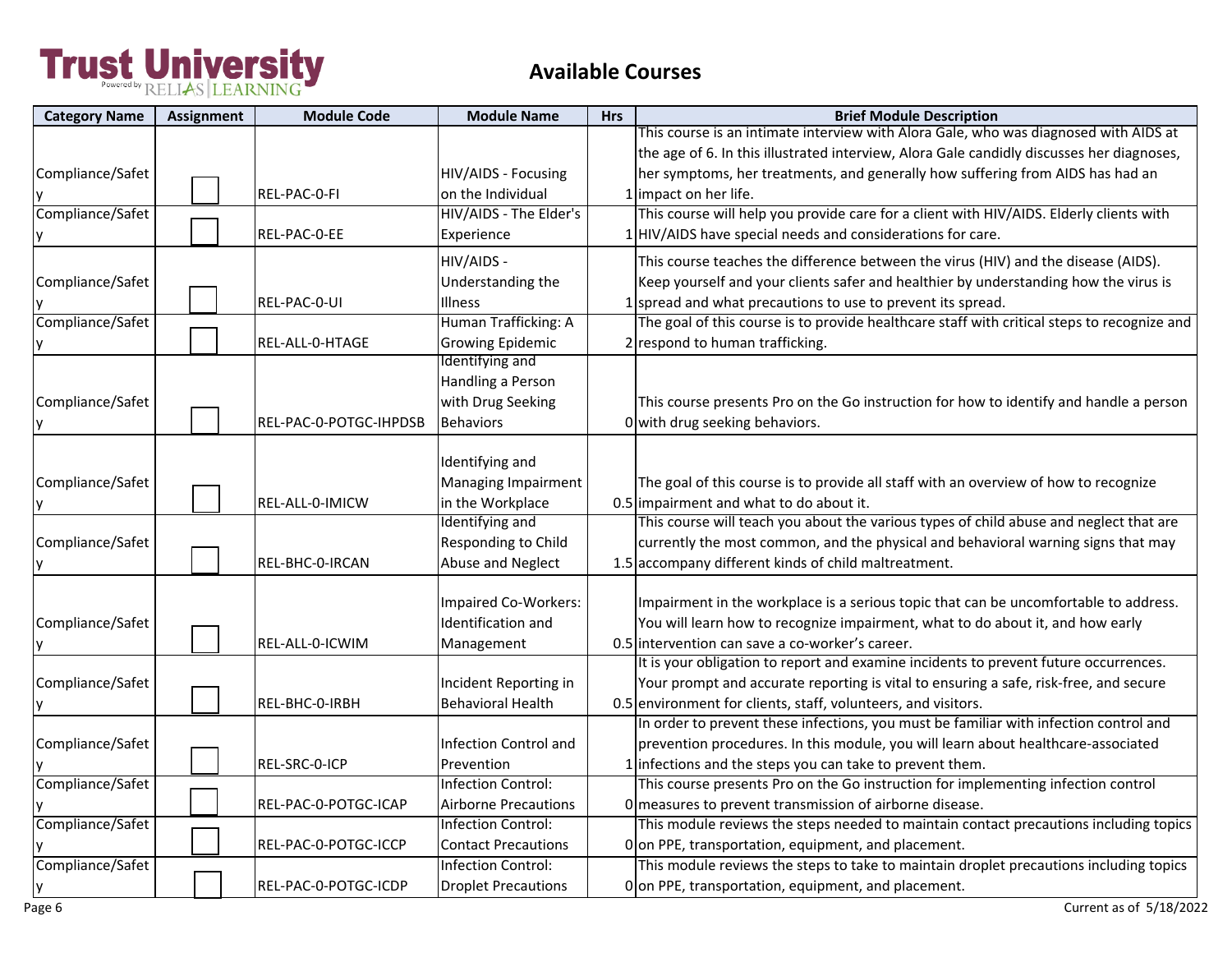# Trust University

Powered by RELIAS LEARNING

## Available Courses

| Category Name | Assignment | Module Code | Module Name | Hrs | Brief Module Description |
|---|---|---|---|---|---|
| Compliance/Safety | ☐ | REL-PAC-0-FI | HIV/AIDS - Focusing on the Individual | 1 | This course is an intimate interview with Alora Gale, who was diagnosed with AIDS at the age of 6. In this illustrated interview, Alora Gale candidly discusses her diagnoses, her symptoms, her treatments, and generally how suffering from AIDS has had an impact on her life. |
| Compliance/Safety | ☐ | REL-PAC-0-EE | HIV/AIDS - The Elder's Experience | 1 | This course will help you provide care for a client with HIV/AIDS. Elderly clients with HIV/AIDS have special needs and considerations for care. |
| Compliance/Safety | ☐ | REL-PAC-0-UI | HIV/AIDS - Understanding the Illness | 1 | This course teaches the difference between the virus (HIV) and the disease (AIDS). Keep yourself and your clients safer and healthier by understanding how the virus is spread and what precautions to use to prevent its spread. |
| Compliance/Safety | ☐ | REL-ALL-0-HTAGE | Human Trafficking: A Growing Epidemic | 2 | The goal of this course is to provide healthcare staff with critical steps to recognize and respond to human trafficking. |
| Compliance/Safety | ☐ | REL-PAC-0-POTGC-IHPDSB | Identifying and Handling a Person with Drug Seeking Behaviors | 0 | This course presents Pro on the Go instruction for how to identify and handle a person with drug seeking behaviors. |
| Compliance/Safety | ☐ | REL-ALL-0-IMICW | Identifying and Managing Impairment in the Workplace | 0.5 | The goal of this course is to provide all staff with an overview of how to recognize impairment and what to do about it. |
| Compliance/Safety | ☐ | REL-BHC-0-IRCAN | Identifying and Responding to Child Abuse and Neglect | 1.5 | This course will teach you about the various types of child abuse and neglect that are currently the most common, and the physical and behavioral warning signs that may accompany different kinds of child maltreatment. |
| Compliance/Safety | ☐ | REL-ALL-0-ICWIM | Impaired Co-Workers: Identification and Management | 0.5 | Impairment in the workplace is a serious topic that can be uncomfortable to address. You will learn how to recognize impairment, what to do about it, and how early intervention can save a co-worker's career. |
| Compliance/Safety | ☐ | REL-BHC-0-IRBH | Incident Reporting in Behavioral Health | 0.5 | It is your obligation to report and examine incidents to prevent future occurrences. Your prompt and accurate reporting is vital to ensuring a safe, risk-free, and secure environment for clients, staff, volunteers, and visitors. |
| Compliance/Safety | ☐ | REL-SRC-0-ICP | Infection Control and Prevention | 1 | In order to prevent these infections, you must be familiar with infection control and prevention procedures. In this module, you will learn about healthcare-associated infections and the steps you can take to prevent them. |
| Compliance/Safety | ☐ | REL-PAC-0-POTGC-ICAP | Infection Control: Airborne Precautions | 0 | This course presents Pro on the Go instruction for implementing infection control measures to prevent transmission of airborne disease. |
| Compliance/Safety | ☐ | REL-PAC-0-POTGC-ICCP | Infection Control: Contact Precautions | 0 | This module reviews the steps needed to maintain contact precautions including topics on PPE, transportation, equipment, and placement. |
| Compliance/Safety | ☐ | REL-PAC-0-POTGC-ICDP | Infection Control: Droplet Precautions | 0 | This module reviews the steps to take to maintain droplet precautions including topics on PPE, transportation, equipment, and placement. |

Current as of 5/18/2022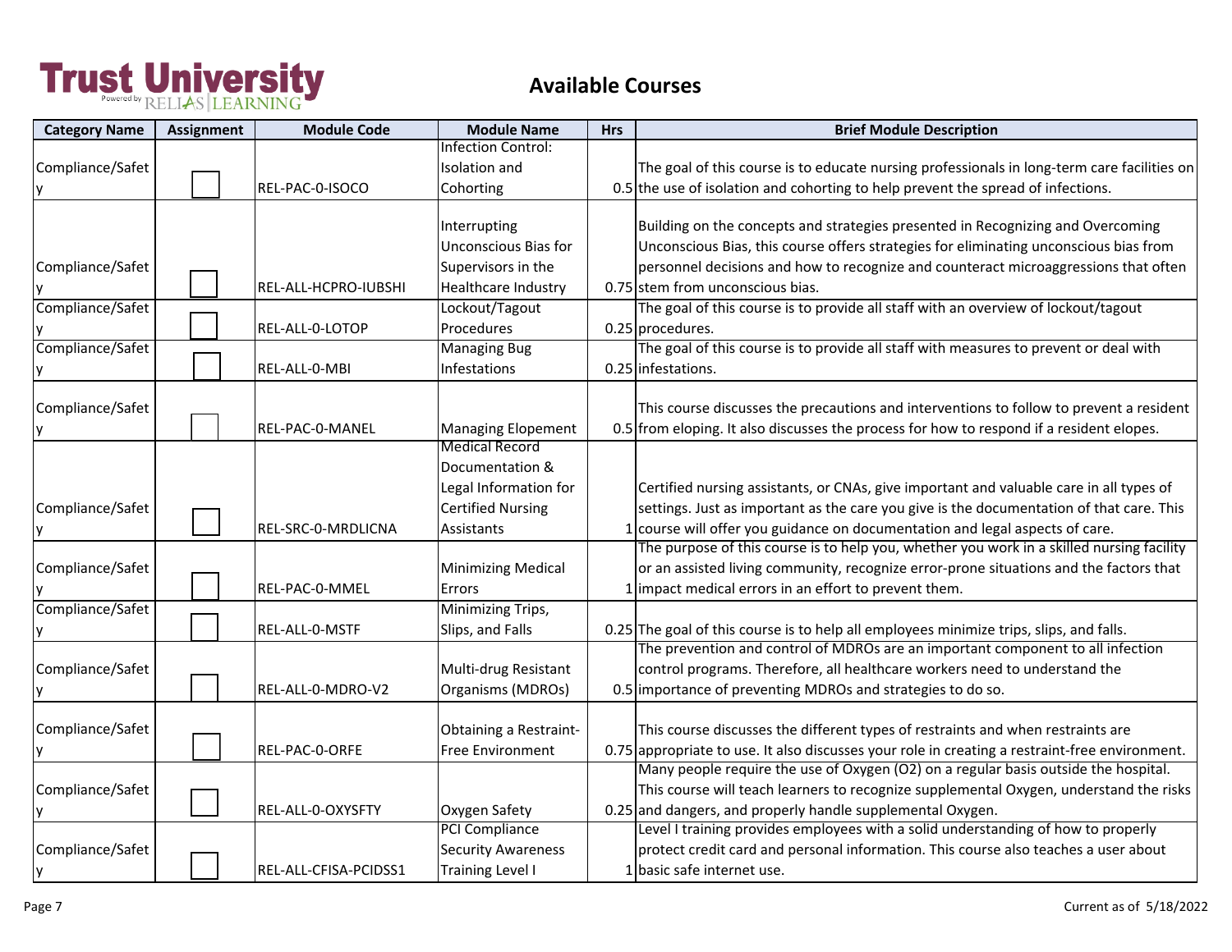# Trust University

Powered by RELIAS LEARNING

## Available Courses

| Category Name | Assignment | Module Code | Module Name | Hrs | Brief Module Description |
|---|---|---|---|---|---|
| Compliance/Safety | ☐ | REL-PAC-0-ISOCO | Infection Control: Isolation and Cohorting | 0.5 | The goal of this course is to educate nursing professionals in long-term care facilities on the use of isolation and cohorting to help prevent the spread of infections. |
| Compliance/Safety | ☐ | REL-ALL-HCPRO-IUBSHI | Interrupting Unconscious Bias for Supervisors in the Healthcare Industry | 0.75 | Building on the concepts and strategies presented in Recognizing and Overcoming Unconscious Bias, this course offers strategies for eliminating unconscious bias from personnel decisions and how to recognize and counteract microaggressions that often stem from unconscious bias. |
| Compliance/Safety | ☐ | REL-ALL-0-LOTOP | Lockout/Tagout Procedures | 0.25 | The goal of this course is to provide all staff with an overview of lockout/tagout procedures. |
| Compliance/Safety | ☐ | REL-ALL-0-MBI | Managing Bug Infestations | 0.25 | The goal of this course is to provide all staff with measures to prevent or deal with infestations. |
| Compliance/Safety | ☐ | REL-PAC-0-MANEL | Managing Elopement | 0.5 | This course discusses the precautions and interventions to follow to prevent a resident from eloping. It also discusses the process for how to respond if a resident elopes. |
| Compliance/Safety | ☐ | REL-SRC-0-MRDLICNA | Medical Record Documentation & Legal Information for Certified Nursing Assistants | 1 | Certified nursing assistants, or CNAs, give important and valuable care in all types of settings. Just as important as the care you give is the documentation of that care. This course will offer you guidance on documentation and legal aspects of care. |
| Compliance/Safety | ☐ | REL-PAC-0-MMEL | Minimizing Medical Errors | 1 | The purpose of this course is to help you, whether you work in a skilled nursing facility or an assisted living community, recognize error-prone situations and the factors that impact medical errors in an effort to prevent them. |
| Compliance/Safety | ☐ | REL-ALL-0-MSTF | Minimizing Trips, Slips, and Falls | 0.25 | The goal of this course is to help all employees minimize trips, slips, and falls. |
| Compliance/Safety | ☐ | REL-ALL-0-MDRO-V2 | Multi-drug Resistant Organisms (MDROs) | 0.5 | The prevention and control of MDROs are an important component to all infection control programs. Therefore, all healthcare workers need to understand the importance of preventing MDROs and strategies to do so. |
| Compliance/Safety | ☐ | REL-PAC-0-ORFE | Obtaining a Restraint-Free Environment | 0.75 | This course discusses the different types of restraints and when restraints are appropriate to use. It also discusses your role in creating a restraint-free environment. |
| Compliance/Safety | ☐ | REL-ALL-0-OXYSFTY | Oxygen Safety | 0.25 | Many people require the use of Oxygen (O2) on a regular basis outside the hospital. This course will teach learners to recognize supplemental Oxygen, understand the risks and dangers, and properly handle supplemental Oxygen. |
| Compliance/Safety | ☐ | REL-ALL-CFISA-PCIDSS1 | PCI Compliance Security Awareness Training Level I | 1 | Level I training provides employees with a solid understanding of how to properly protect credit card and personal information. This course also teaches a user about basic safe internet use. |

Current as of 5/18/2022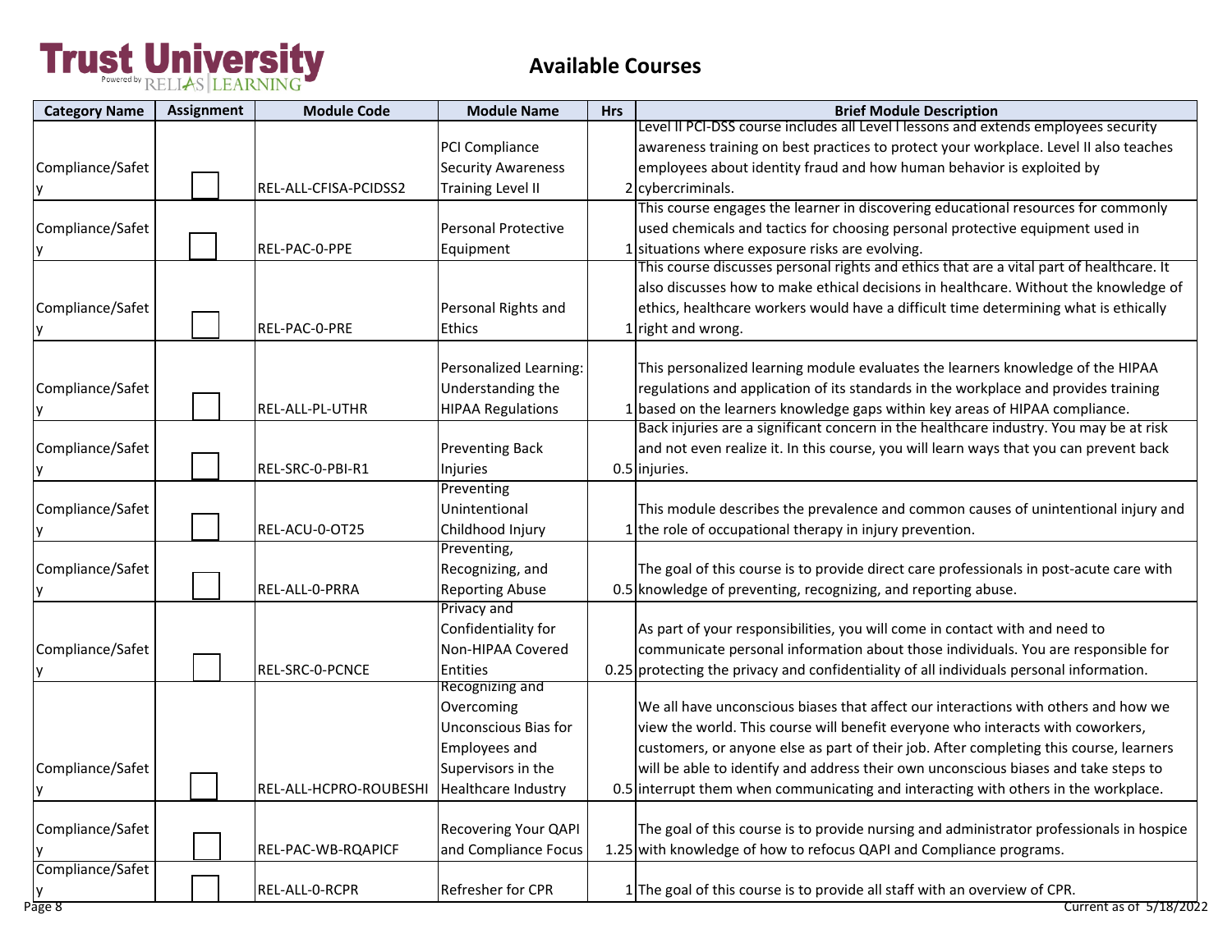# Trust University

## Available Courses

| Category Name | Assignment | Module Code | Module Name | Hrs | Brief Module Description |
|---|---|---|---|---|---|
| Compliance/Safety | ☐ | REL-ALL-CFISA-PCIDSS2 | PCI Compliance Security Awareness Training Level II | 2 | Level II PCI-DSS course includes all Level I lessons and extends employees security awareness training on best practices to protect your workplace. Level II also teaches employees about identity fraud and how human behavior is exploited by cybercriminals. |
| Compliance/Safety | ☐ | REL-PAC-0-PPE | Personal Protective Equipment | 1 | This course engages the learner in discovering educational resources for commonly used chemicals and tactics for choosing personal protective equipment used in situations where exposure risks are evolving. |
| Compliance/Safety | ☐ | REL-PAC-0-PRE | Personal Rights and Ethics | 1 | This course discusses personal rights and ethics that are a vital part of healthcare. It also discusses how to make ethical decisions in healthcare. Without the knowledge of ethics, healthcare workers would have a difficult time determining what is ethically right and wrong. |
| Compliance/Safety | ☐ | REL-ALL-PL-UTHR | Personalized Learning: Understanding the HIPAA Regulations | 1 | This personalized learning module evaluates the learners knowledge of the HIPAA regulations and application of its standards in the workplace and provides training based on the learners knowledge gaps within key areas of HIPAA compliance. |
| Compliance/Safety | ☐ | REL-SRC-0-PBI-R1 | Preventing Back Injuries | 0.5 | Back injuries are a significant concern in the healthcare industry. You may be at risk and not even realize it. In this course, you will learn ways that you can prevent back injuries. |
| Compliance/Safety | ☐ | REL-ACU-0-OT25 | Preventing Unintentional Childhood Injury | 1 | This module describes the prevalence and common causes of unintentional injury and the role of occupational therapy in injury prevention. |
| Compliance/Safety | ☐ | REL-ALL-0-PRRA | Preventing, Recognizing, and Reporting Abuse | 0.5 | The goal of this course is to provide direct care professionals in post-acute care with knowledge of preventing, recognizing, and reporting abuse. |
| Compliance/Safety | ☐ | REL-SRC-0-PCNCE | Privacy and Confidentiality for Non-HIPAA Covered Entities | 0.25 | As part of your responsibilities, you will come in contact with and need to communicate personal information about those individuals. You are responsible for protecting the privacy and confidentiality of all individuals personal information. |
| Compliance/Safety | ☐ | REL-ALL-HCPRO-ROUBESHI | Recognizing and Overcoming Unconscious Bias for Employees and Supervisors in the Healthcare Industry | 0.5 | We all have unconscious biases that affect our interactions with others and how we view the world. This course will benefit everyone who interacts with coworkers, customers, or anyone else as part of their job. After completing this course, learners will be able to identify and address their own unconscious biases and take steps to interrupt them when communicating and interacting with others in the workplace. |
| Compliance/Safety | ☐ | REL-PAC-WB-RQAPICF | Recovering Your QAPI and Compliance Focus | 1.25 | The goal of this course is to provide nursing and administrator professionals in hospice with knowledge of how to refocus QAPI and Compliance programs. |
| Compliance/Safety | ☐ | REL-ALL-0-RCPR | Refresher for CPR | 1 | The goal of this course is to provide all staff with an overview of CPR. |

Current as of 5/18/2022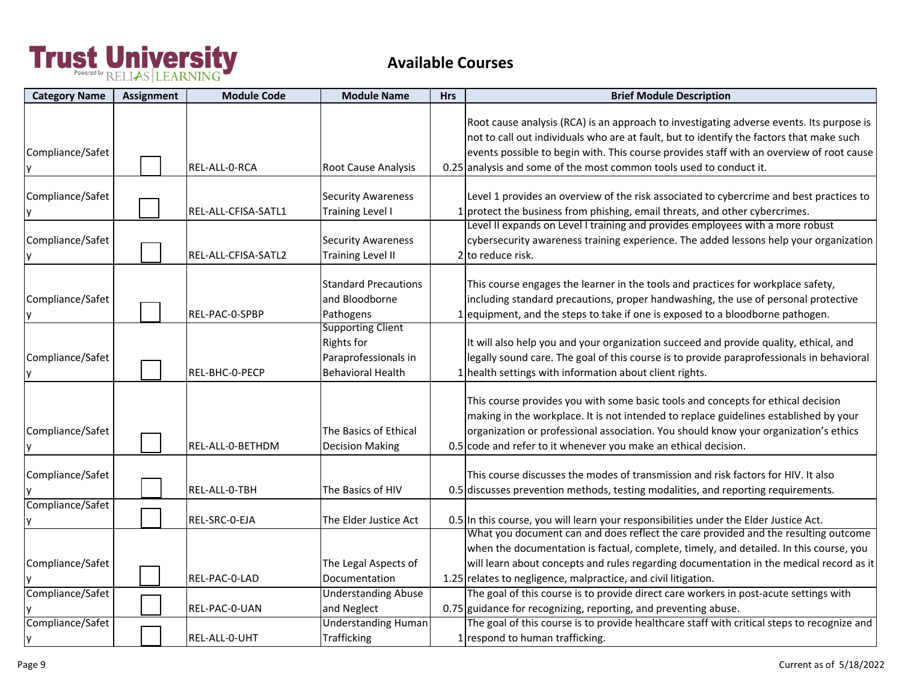# Trust University

Powered by RELIAS LEARNING

## Available Courses

| Category Name | Assignment | Module Code | Module Name | Hrs | Brief Module Description |
|---|---|---|---|---|---|
| Compliance/Safety | ☐ | REL-ALL-0-RCA | Root Cause Analysis | 0.25 | Root cause analysis (RCA) is an approach to investigating adverse events. Its purpose is not to call out individuals who are at fault, but to identify the factors that make such events possible to begin with. This course provides staff with an overview of root cause analysis and some of the most common tools used to conduct it. |
| Compliance/Safety | ☐ | REL-ALL-CFISA-SATL1 | Security Awareness Training Level I | 1 | Level 1 provides an overview of the risk associated to cybercrime and best practices to protect the business from phishing, email threats, and other cybercrimes. |
| Compliance/Safety | ☐ | REL-ALL-CFISA-SATL2 | Security Awareness Training Level II | 2 | Level II expands on Level I training and provides employees with a more robust cybersecurity awareness training experience. The added lessons help your organization to reduce risk. |
| Compliance/Safety | ☐ | REL-PAC-0-SPBP | Standard Precautions and Bloodborne Pathogens | 1 | This course engages the learner in the tools and practices for workplace safety, including standard precautions, proper handwashing, the use of personal protective equipment, and the steps to take if one is exposed to a bloodborne pathogen. |
| Compliance/Safety | ☐ | REL-BHC-0-PECP | Supporting Client Rights for Paraprofessionals in Behavioral Health | 1 | It will also help you and your organization succeed and provide quality, ethical, and legally sound care. The goal of this course is to provide paraprofessionals in behavioral health settings with information about client rights. |
| Compliance/Safety | ☐ | REL-ALL-0-BETHDM | The Basics of Ethical Decision Making | 0.5 | This course provides you with some basic tools and concepts for ethical decision making in the workplace. It is not intended to replace guidelines established by your organization or professional association. You should know your organization's ethics code and refer to it whenever you make an ethical decision. |
| Compliance/Safety | ☐ | REL-ALL-0-TBH | The Basics of HIV | 0.5 | This course discusses the modes of transmission and risk factors for HIV. It also discusses prevention methods, testing modalities, and reporting requirements. |
| Compliance/Safety | ☐ | REL-SRC-0-EJA | The Elder Justice Act | 0.5 | In this course, you will learn your responsibilities under the Elder Justice Act. |
| Compliance/Safety | ☐ | REL-PAC-0-LAD | The Legal Aspects of Documentation | 1.25 | What you document can and does reflect the care provided and the resulting outcome when the documentation is factual, complete, timely, and detailed. In this course, you will learn about concepts and rules regarding documentation in the medical record as it relates to negligence, malpractice, and civil litigation. |
| Compliance/Safety | ☐ | REL-PAC-0-UAN | Understanding Abuse and Neglect | 0.75 | The goal of this course is to provide direct care workers in post-acute settings with guidance for recognizing, reporting, and preventing abuse. |
| Compliance/Safety | ☐ | REL-ALL-0-UHT | Understanding Human Trafficking | 1 | The goal of this course is to provide healthcare staff with critical steps to recognize and respond to human trafficking. |

Current as of 5/18/2022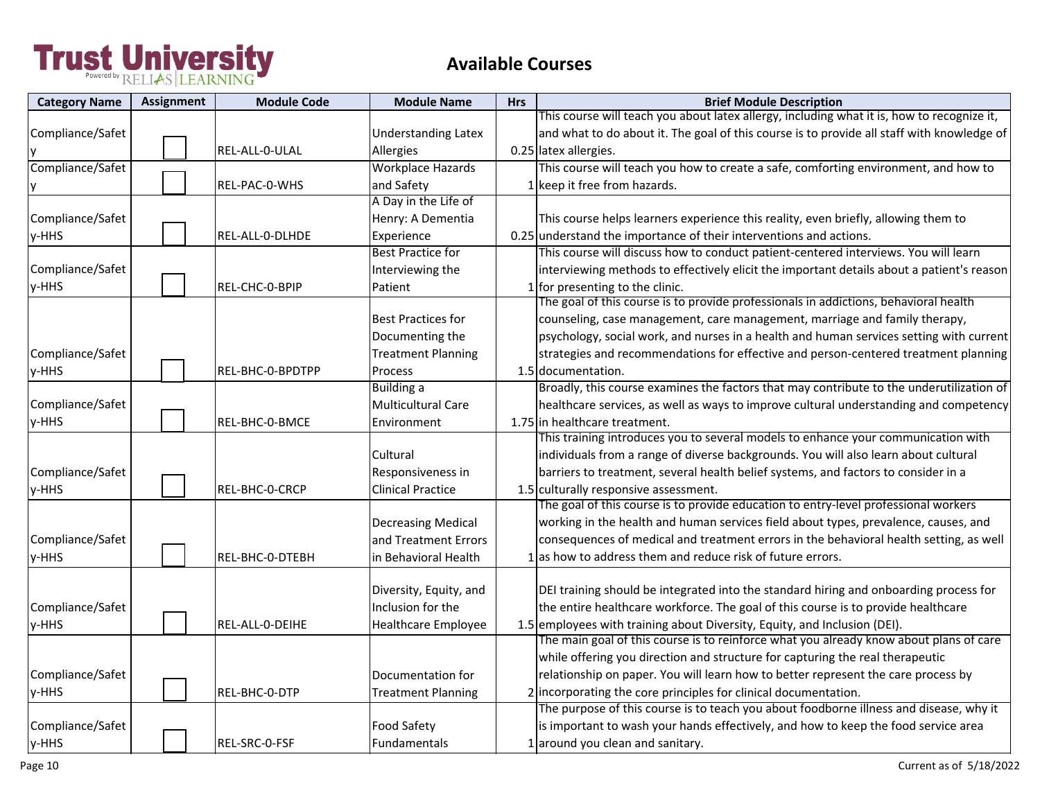# Trust University

## Available Courses

| Category Name | Assignment | Module Code | Module Name | Hrs | Brief Module Description |
|---|---|---|---|---|---|
| Compliance/Safety | ☐ | REL-ALL-0-ULAL | Understanding Latex Allergies | 0.25 | This course will teach you about latex allergy, including what it is, how to recognize it, and what to do about it. The goal of this course is to provide all staff with knowledge of latex allergies. |
| Compliance/Safety | ☐ | REL-PAC-0-WHS | Workplace Hazards and Safety | 1 | This course will teach you how to create a safe, comforting environment, and how to keep it free from hazards. |
| Compliance/Safety-HHS | ☐ | REL-ALL-0-DLHDE | A Day in the Life of Henry: A Dementia Experience | 0.25 | This course helps learners experience this reality, even briefly, allowing them to understand the importance of their interventions and actions. |
| Compliance/Safety-HHS | ☐ | REL-CHC-0-BPIP | Best Practice for Interviewing the Patient | 1 | This course will discuss how to conduct patient-centered interviews. You will learn interviewing methods to effectively elicit the important details about a patient's reason for presenting to the clinic. |
| Compliance/Safety-HHS | ☐ | REL-BHC-0-BPDTPP | Best Practices for Documenting the Treatment Planning Process | 1.5 | The goal of this course is to provide professionals in addictions, behavioral health counseling, case management, care management, marriage and family therapy, psychology, social work, and nurses in a health and human services setting with current strategies and recommendations for effective and person-centered treatment planning documentation. |
| Compliance/Safety-HHS | ☐ | REL-BHC-0-BMCE | Building a Multicultural Care Environment | 1.75 | Broadly, this course examines the factors that may contribute to the underutilization of healthcare services, as well as ways to improve cultural understanding and competency in healthcare treatment. |
| Compliance/Safety-HHS | ☐ | REL-BHC-0-CRCP | Cultural Responsiveness in Clinical Practice | 1.5 | This training introduces you to several models to enhance your communication with individuals from a range of diverse backgrounds. You will also learn about cultural barriers to treatment, several health belief systems, and factors to consider in a culturally responsive assessment. |
| Compliance/Safety-HHS | ☐ | REL-BHC-0-DTEBH | Decreasing Medical and Treatment Errors in Behavioral Health | 1 | The goal of this course is to provide education to entry-level professional workers working in the health and human services field about types, prevalence, causes, and consequences of medical and treatment errors in the behavioral health setting, as well as how to address them and reduce risk of future errors. |
| Compliance/Safety-HHS | ☐ | REL-ALL-0-DEIHE | Diversity, Equity, and Inclusion for the Healthcare Employee | 1.5 | DEI training should be integrated into the standard hiring and onboarding process for the entire healthcare workforce. The goal of this course is to provide healthcare employees with training about Diversity, Equity, and Inclusion (DEI). |
| Compliance/Safety-HHS | ☐ | REL-BHC-0-DTP | Documentation for Treatment Planning | 2 | The main goal of this course is to reinforce what you already know about plans of care while offering you direction and structure for capturing the real therapeutic relationship on paper. You will learn how to better represent the care process by incorporating the core principles for clinical documentation. |
| Compliance/Safety-HHS | ☐ | REL-SRC-0-FSF | Food Safety Fundamentals | 1 | The purpose of this course is to teach you about foodborne illness and disease, why it is important to wash your hands effectively, and how to keep the food service area around you clean and sanitary. |

Current as of 5/18/2022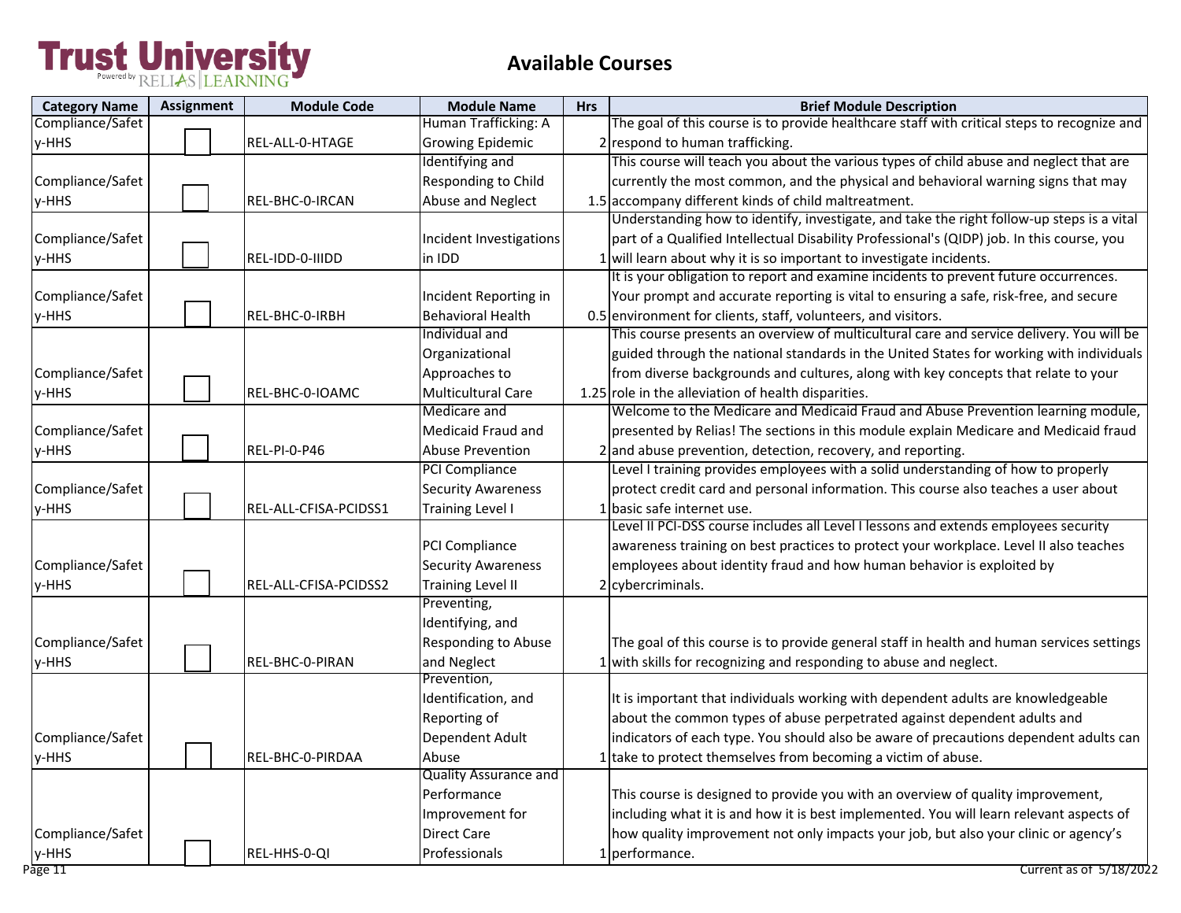# Trust University

Powered by RELIAS LEARNING

## Available Courses

| Category Name | Assignment | Module Code | Module Name | Hrs | Brief Module Description |
|---|---|---|---|---|---|
| Compliance/Safety-HHS | ☐ | REL-ALL-0-HTAGE | Human Trafficking: A Growing Epidemic | 2 | The goal of this course is to provide healthcare staff with critical steps to recognize and respond to human trafficking. |
| Compliance/Safety-HHS | ☐ | REL-BHC-0-IRCAN | Identifying and Responding to Child Abuse and Neglect | 1.5 | This course will teach you about the various types of child abuse and neglect that are currently the most common, and the physical and behavioral warning signs that may accompany different kinds of child maltreatment. |
| Compliance/Safety-HHS | ☐ | REL-IDD-0-IIIDD | Incident Investigations in IDD | 1 | Understanding how to identify, investigate, and take the right follow-up steps is a vital part of a Qualified Intellectual Disability Professional's (QIDP) job. In this course, you will learn about why it is so important to investigate incidents. |
| Compliance/Safety-HHS | ☐ | REL-BHC-0-IRBH | Incident Reporting in Behavioral Health | 0.5 | It is your obligation to report and examine incidents to prevent future occurrences. Your prompt and accurate reporting is vital to ensuring a safe, risk-free, and secure environment for clients, staff, volunteers, and visitors. |
| Compliance/Safety-HHS | ☐ | REL-BHC-0-IOAMC | Individual and Organizational Approaches to Multicultural Care | 1.25 | This course presents an overview of multicultural care and service delivery. You will be guided through the national standards in the United States for working with individuals from diverse backgrounds and cultures, along with key concepts that relate to your role in the alleviation of health disparities. |
| Compliance/Safety-HHS | ☐ | REL-PI-0-P46 | Medicare and Medicaid Fraud and Abuse Prevention | 2 | Welcome to the Medicare and Medicaid Fraud and Abuse Prevention learning module, presented by Relias! The sections in this module explain Medicare and Medicaid fraud and abuse prevention, detection, recovery, and reporting. |
| Compliance/Safety-HHS | ☐ | REL-ALL-CFISA-PCIDSS1 | PCI Compliance Security Awareness Training Level I | 1 | Level I training provides employees with a solid understanding of how to properly protect credit card and personal information. This course also teaches a user about basic safe internet use. |
| Compliance/Safety-HHS | ☐ | REL-ALL-CFISA-PCIDSS2 | PCI Compliance Security Awareness Training Level II | 2 | Level II PCI-DSS course includes all Level I lessons and extends employees security awareness training on best practices to protect your workplace. Level II also teaches employees about identity fraud and how human behavior is exploited by cybercriminals. |
| Compliance/Safety-HHS | ☐ | REL-BHC-0-PIRAN | Preventing, Identifying, and Responding to Abuse and Neglect | 1 | The goal of this course is to provide general staff in health and human services settings with skills for recognizing and responding to abuse and neglect. |
| Compliance/Safety-HHS | ☐ | REL-BHC-0-PIRDAA | Prevention, Identification, and Reporting of Dependent Adult Abuse | 1 | It is important that individuals working with dependent adults are knowledgeable about the common types of abuse perpetrated against dependent adults and indicators of each type. You should also be aware of precautions dependent adults can take to protect themselves from becoming a victim of abuse. |
| Compliance/Safety-HHS | ☐ | REL-HHS-0-QI | Quality Assurance and Performance Improvement for Direct Care Professionals | 1 | This course is designed to provide you with an overview of quality improvement, including what it is and how it is best implemented. You will learn relevant aspects of how quality improvement not only impacts your job, but also your clinic or agency's performance. |

Current as of 5/18/2022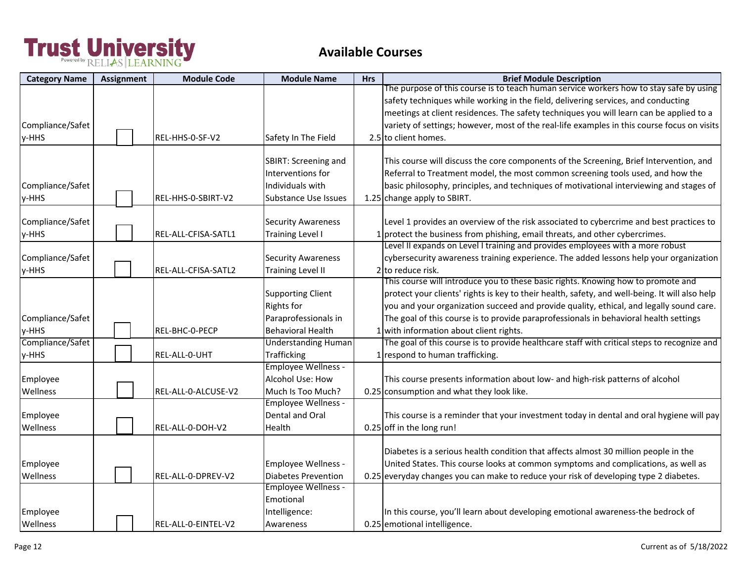# Trust University

## Available Courses

| Category Name | Assignment | Module Code | Module Name | Hrs | Brief Module Description |
|---|---|---|---|---|---|
| Compliance/Safety-HHS | ☐ | REL-HHS-0-SF-V2 | Safety In The Field | 2.5 | The purpose of this course is to teach human service workers how to stay safe by using safety techniques while working in the field, delivering services, and conducting meetings at client residences. The safety techniques you will learn can be applied to a variety of settings; however, most of the real-life examples in this course focus on visits to client homes. |
| Compliance/Safety-HHS | ☐ | REL-HHS-0-SBIRT-V2 | SBIRT: Screening and Interventions for Individuals with Substance Use Issues | 1.25 | This course will discuss the core components of the Screening, Brief Intervention, and Referral to Treatment model, the most common screening tools used, and how the basic philosophy, principles, and techniques of motivational interviewing and stages of change apply to SBIRT. |
| Compliance/Safety-HHS | ☐ | REL-ALL-CFISA-SATL1 | Security Awareness Training Level I | 1 | Level 1 provides an overview of the risk associated to cybercrime and best practices to protect the business from phishing, email threats, and other cybercrimes. |
| Compliance/Safety-HHS | ☐ | REL-ALL-CFISA-SATL2 | Security Awareness Training Level II | 2 | Level II expands on Level I training and provides employees with a more robust cybersecurity awareness training experience. The added lessons help your organization to reduce risk. |
| Compliance/Safety-HHS | ☐ | REL-BHC-0-PECP | Supporting Client Rights for Paraprofessionals in Behavioral Health | 1 | This course will introduce you to these basic rights. Knowing how to promote and protect your clients' rights is key to their health, safety, and well-being. It will also help you and your organization succeed and provide quality, ethical, and legally sound care. The goal of this course is to provide paraprofessionals in behavioral health settings with information about client rights. |
| Compliance/Safety-HHS | ☐ | REL-ALL-0-UHT | Understanding Human Trafficking | 1 | The goal of this course is to provide healthcare staff with critical steps to recognize and respond to human trafficking. |
| Employee Wellness | ☐ | REL-ALL-0-ALCUSE-V2 | Employee Wellness - Alcohol Use: How Much Is Too Much? | 0.25 | This course presents information about low- and high-risk patterns of alcohol consumption and what they look like. |
| Employee Wellness | ☐ | REL-ALL-0-DOH-V2 | Employee Wellness - Dental and Oral Health | 0.25 | This course is a reminder that your investment today in dental and oral hygiene will pay off in the long run! |
| Employee Wellness | ☐ | REL-ALL-0-DPREV-V2 | Employee Wellness - Diabetes Prevention | 0.25 | Diabetes is a serious health condition that affects almost 30 million people in the United States. This course looks at common symptoms and complications, as well as everyday changes you can make to reduce your risk of developing type 2 diabetes. |
| Employee Wellness | ☐ | REL-ALL-0-EINTEL-V2 | Employee Wellness - Emotional Intelligence: Awareness | 0.25 | In this course, you'll learn about developing emotional awareness-the bedrock of emotional intelligence. |

Current as of 5/18/2022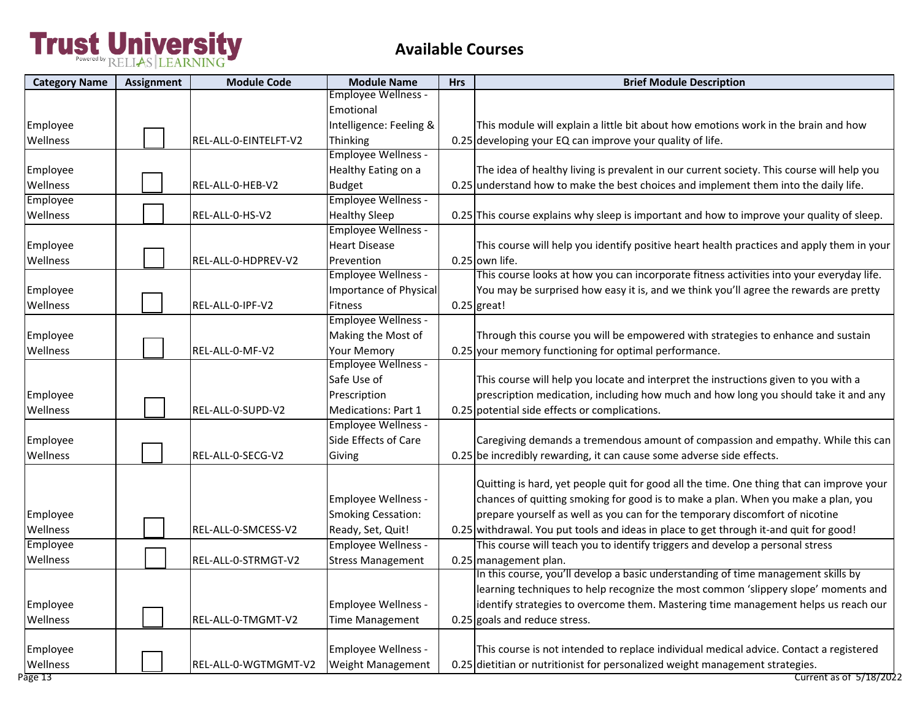Trust University Powered by RELIAS LEARNING

# Available Courses

| Category Name | Assignment | Module Code | Module Name | Hrs | Brief Module Description |
|---|---|---|---|---|---|
| Employee Wellness | ☐ | REL-ALL-0-EINTELFT-V2 | Employee Wellness - Emotional Intelligence: Feeling & Thinking | 0.25 | This module will explain a little bit about how emotions work in the brain and how developing your EQ can improve your quality of life. |
| Employee Wellness | ☐ | REL-ALL-0-HEB-V2 | Employee Wellness - Healthy Eating on a Budget | 0.25 | The idea of healthy living is prevalent in our current society. This course will help you understand how to make the best choices and implement them into the daily life. |
| Employee Wellness | ☐ | REL-ALL-0-HS-V2 | Employee Wellness - Healthy Sleep | 0.25 | This course explains why sleep is important and how to improve your quality of sleep. |
| Employee Wellness | ☐ | REL-ALL-0-HDPREV-V2 | Employee Wellness - Heart Disease Prevention | 0.25 | This course will help you identify positive heart health practices and apply them in your own life. |
| Employee Wellness | ☐ | REL-ALL-0-IPF-V2 | Employee Wellness - Importance of Physical Fitness | 0.25 | This course looks at how you can incorporate fitness activities into your everyday life. You may be surprised how easy it is, and we think you'll agree the rewards are pretty great! |
| Employee Wellness | ☐ | REL-ALL-0-MF-V2 | Employee Wellness - Making the Most of Your Memory | 0.25 | Through this course you will be empowered with strategies to enhance and sustain your memory functioning for optimal performance. |
| Employee Wellness | ☐ | REL-ALL-0-SUPD-V2 | Employee Wellness - Safe Use of Prescription Medications: Part 1 | 0.25 | This course will help you locate and interpret the instructions given to you with a prescription medication, including how much and how long you should take it and any potential side effects or complications. |
| Employee Wellness | ☐ | REL-ALL-0-SECG-V2 | Employee Wellness - Side Effects of Care Giving | 0.25 | Caregiving demands a tremendous amount of compassion and empathy. While this can be incredibly rewarding, it can cause some adverse side effects. |
| Employee Wellness | ☐ | REL-ALL-0-SMCESS-V2 | Employee Wellness - Smoking Cessation: Ready, Set, Quit! | 0.25 | Quitting is hard, yet people quit for good all the time. One thing that can improve your chances of quitting smoking for good is to make a plan. When you make a plan, you prepare yourself as well as you can for the temporary discomfort of nicotine withdrawal. You put tools and ideas in place to get through it-and quit for good! |
| Employee Wellness | ☐ | REL-ALL-0-STRMGT-V2 | Employee Wellness - Stress Management | 0.25 | This course will teach you to identify triggers and develop a personal stress management plan. |
| Employee Wellness | ☐ | REL-ALL-0-TMGMT-V2 | Employee Wellness - Time Management | 0.25 | In this course, you'll develop a basic understanding of time management skills by learning techniques to help recognize the most common 'slippery slope' moments and identify strategies to overcome them. Mastering time management helps us reach our goals and reduce stress. |
| Employee Wellness | ☐ | REL-ALL-0-WGTMGMT-V2 | Employee Wellness - Weight Management | 0.25 | This course is not intended to replace individual medical advice. Contact a registered dietitian or nutritionist for personalized weight management strategies. |

Current as of 5/18/2022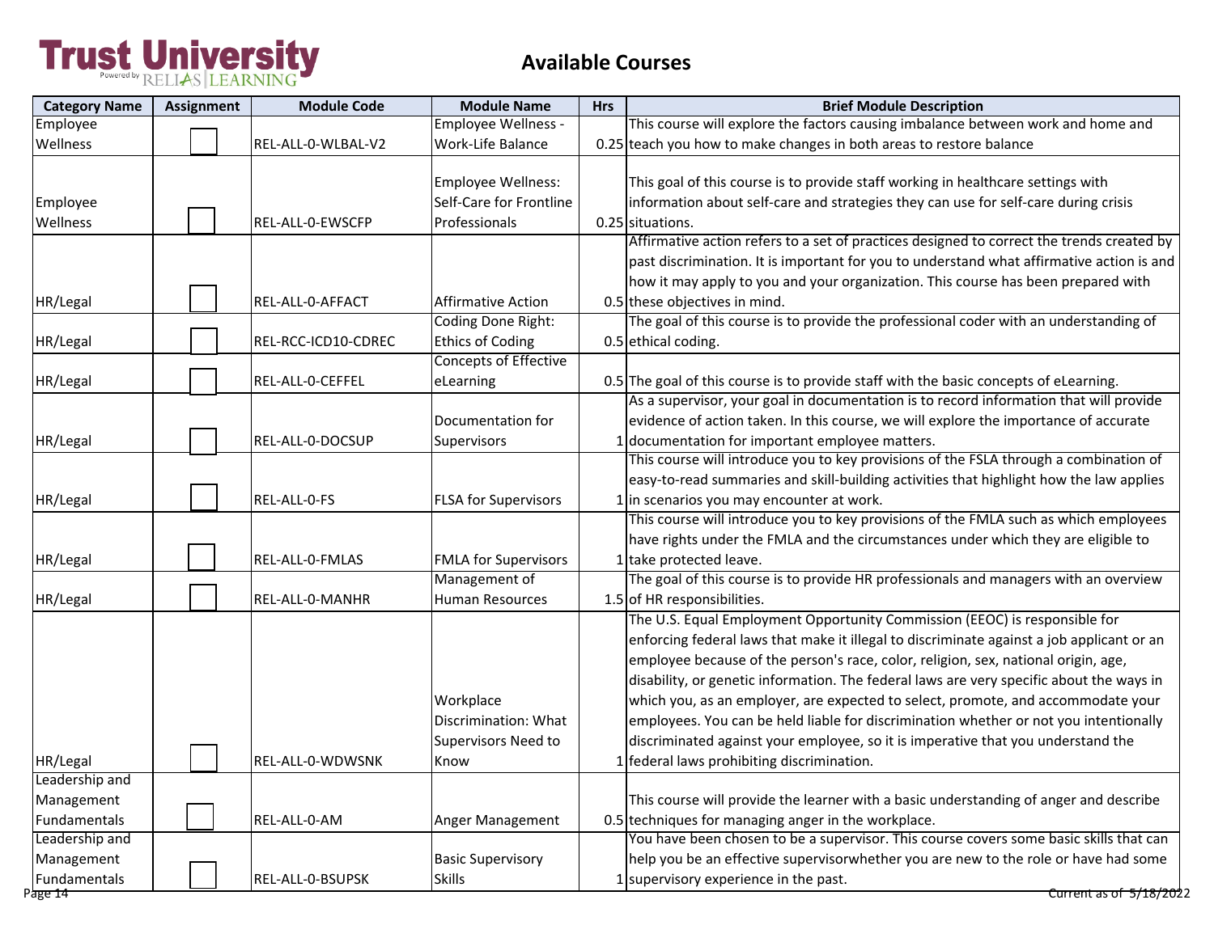# Trust University

Powered by RELIAS LEARNING

## Available Courses

| Category Name | Assignment | Module Code | Module Name | Hrs | Brief Module Description |
|---|---|---|---|---|---|
| Employee Wellness | ☐ | REL-ALL-0-WLBAL-V2 | Employee Wellness - Work-Life Balance | 0.25 | This course will explore the factors causing imbalance between work and home and teach you how to make changes in both areas to restore balance |
| Employee Wellness | ☐ | REL-ALL-0-EWSCFP | Employee Wellness: Self-Care for Frontline Professionals | 0.25 | This goal of this course is to provide staff working in healthcare settings with information about self-care and strategies they can use for self-care during crisis situations. |
| HR/Legal | ☐ | REL-ALL-0-AFFACT | Affirmative Action | 0.5 | Affirmative action refers to a set of practices designed to correct the trends created by past discrimination. It is important for you to understand what affirmative action is and how it may apply to you and your organization. This course has been prepared with these objectives in mind. |
| HR/Legal | ☐ | REL-RCC-ICD10-CDREC | Coding Done Right: Ethics of Coding | 0.5 | The goal of this course is to provide the professional coder with an understanding of ethical coding. |
| HR/Legal | ☐ | REL-ALL-0-CEFFEL | Concepts of Effective eLearning | 0.5 | The goal of this course is to provide staff with the basic concepts of eLearning. |
| HR/Legal | ☐ | REL-ALL-0-DOCSUP | Documentation for Supervisors | 1 | As a supervisor, your goal in documentation is to record information that will provide evidence of action taken. In this course, we will explore the importance of accurate documentation for important employee matters. |
| HR/Legal | ☐ | REL-ALL-0-FS | FLSA for Supervisors | 1 | This course will introduce you to key provisions of the FSLA through a combination of easy-to-read summaries and skill-building activities that highlight how the law applies in scenarios you may encounter at work. |
| HR/Legal | ☐ | REL-ALL-0-FMLAS | FMLA for Supervisors | 1 | This course will introduce you to key provisions of the FMLA such as which employees have rights under the FMLA and the circumstances under which they are eligible to take protected leave. |
| HR/Legal | ☐ | REL-ALL-0-MANHR | Management of Human Resources | 1.5 | The goal of this course is to provide HR professionals and managers with an overview of HR responsibilities. |
| HR/Legal | ☐ | REL-ALL-0-WDWSNK | Workplace Discrimination: What Supervisors Need to Know | 1 | The U.S. Equal Employment Opportunity Commission (EEOC) is responsible for enforcing federal laws that make it illegal to discriminate against a job applicant or an employee because of the person's race, color, religion, sex, national origin, age, disability, or genetic information. The federal laws are very specific about the ways in which you, as an employer, are expected to select, promote, and accommodate your employees. You can be held liable for discrimination whether or not you intentionally discriminated against your employee, so it is imperative that you understand the federal laws prohibiting discrimination. |
| Leadership and Management Fundamentals | ☐ | REL-ALL-0-AM | Anger Management | 0.5 | This course will provide the learner with a basic understanding of anger and describe techniques for managing anger in the workplace. |
| Leadership and Management Fundamentals | ☐ | REL-ALL-0-BSUPSK | Basic Supervisory Skills | 1 | You have been chosen to be a supervisor. This course covers some basic skills that can help you be an effective supervisorwhether you are new to the role or have had some supervisory experience in the past. |

Current as of 5/18/2022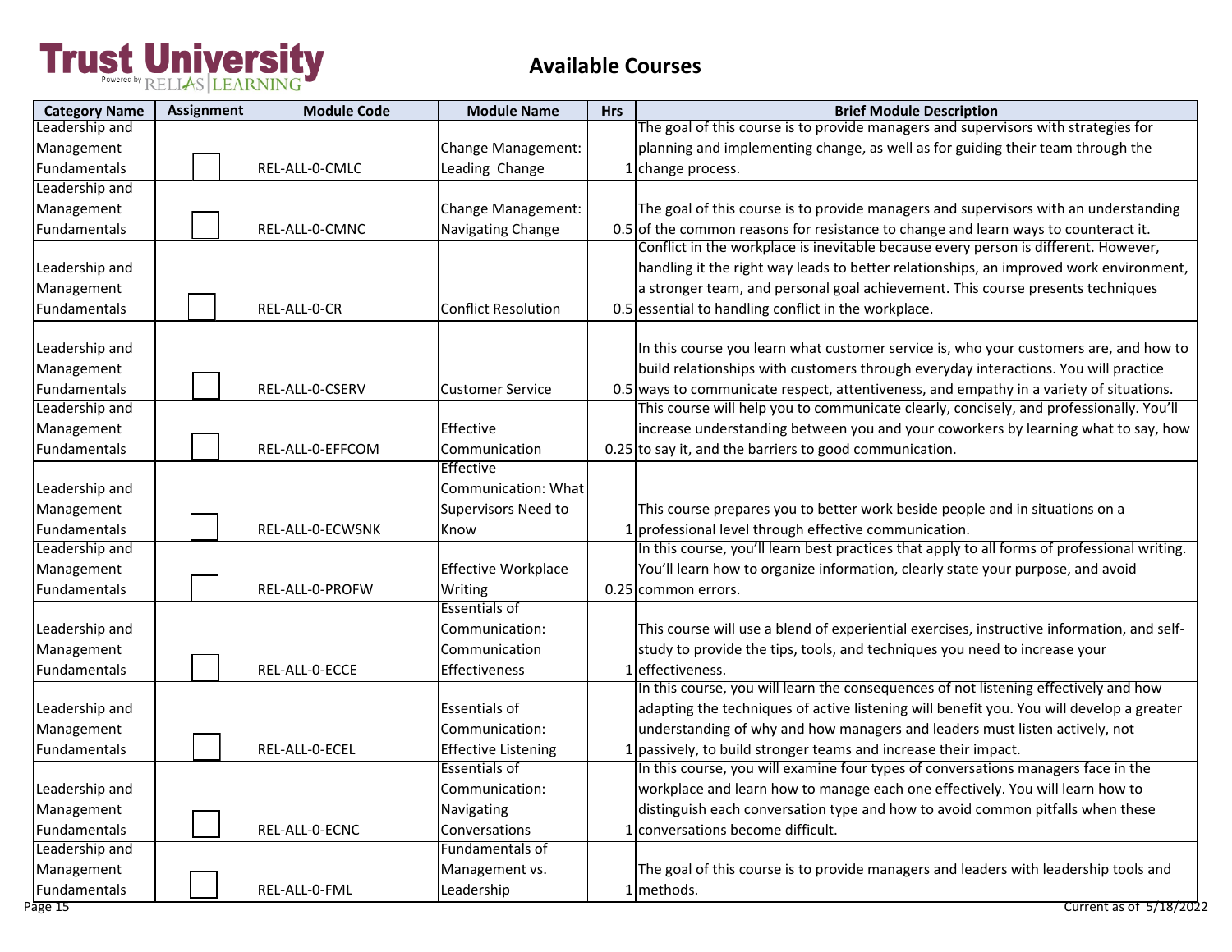# Trust University

Powered by RELIAS LEARNING

## Available Courses

| Category Name | Assignment | Module Code | Module Name | Hrs | Brief Module Description |
| --- | --- | --- | --- | --- | --- |
| Leadership and Management Fundamentals | ☐ | REL-ALL-0-CMLC | Change Management: Leading Change | 1 | The goal of this course is to provide managers and supervisors with strategies for planning and implementing change, as well as for guiding their team through the change process. |
| Leadership and Management Fundamentals | ☐ | REL-ALL-0-CMNC | Change Management: Navigating Change | 0.5 | The goal of this course is to provide managers and supervisors with an understanding of the common reasons for resistance to change and learn ways to counteract it. |
| Leadership and Management Fundamentals | ☐ | REL-ALL-0-CR | Conflict Resolution | 0.5 | Conflict in the workplace is inevitable because every person is different. However, handling it the right way leads to better relationships, an improved work environment, a stronger team, and personal goal achievement. This course presents techniques essential to handling conflict in the workplace. |
| Leadership and Management Fundamentals | ☐ | REL-ALL-0-CSERV | Customer Service | 0.5 | In this course you learn what customer service is, who your customers are, and how to build relationships with customers through everyday interactions. You will practice ways to communicate respect, attentiveness, and empathy in a variety of situations. |
| Leadership and Management Fundamentals | ☐ | REL-ALL-0-EFFCOM | Effective Communication | 0.25 | This course will help you to communicate clearly, concisely, and professionally. You'll increase understanding between you and your coworkers by learning what to say, how to say it, and the barriers to good communication. |
| Leadership and Management Fundamentals | ☐ | REL-ALL-0-ECWSNK | Effective Communication: What Supervisors Need to Know | 1 | This course prepares you to better work beside people and in situations on a professional level through effective communication. |
| Leadership and Management Fundamentals | ☐ | REL-ALL-0-PROFW | Effective Workplace Writing | 0.25 | In this course, you'll learn best practices that apply to all forms of professional writing. You'll learn how to organize information, clearly state your purpose, and avoid common errors. |
| Leadership and Management Fundamentals | ☐ | REL-ALL-0-ECCE | Essentials of Communication: Communication Effectiveness | 1 | This course will use a blend of experiential exercises, instructive information, and self-study to provide the tips, tools, and techniques you need to increase your effectiveness. |
| Leadership and Management Fundamentals | ☐ | REL-ALL-0-ECEL | Essentials of Communication: Effective Listening | 1 | In this course, you will learn the consequences of not listening effectively and how adapting the techniques of active listening will benefit you. You will develop a greater understanding of why and how managers and leaders must listen actively, not passively, to build stronger teams and increase their impact. |
| Leadership and Management Fundamentals | ☐ | REL-ALL-0-ECNC | Essentials of Communication: Navigating Conversations | 1 | In this course, you will examine four types of conversations managers face in the workplace and learn how to manage each one effectively. You will learn how to distinguish each conversation type and how to avoid common pitfalls when these conversations become difficult. |
| Leadership and Management Fundamentals | ☐ | REL-ALL-0-FML | Fundamentals of Management vs. Leadership | 1 | The goal of this course is to provide managers and leaders with leadership tools and methods. |

Current as of 5/18/2022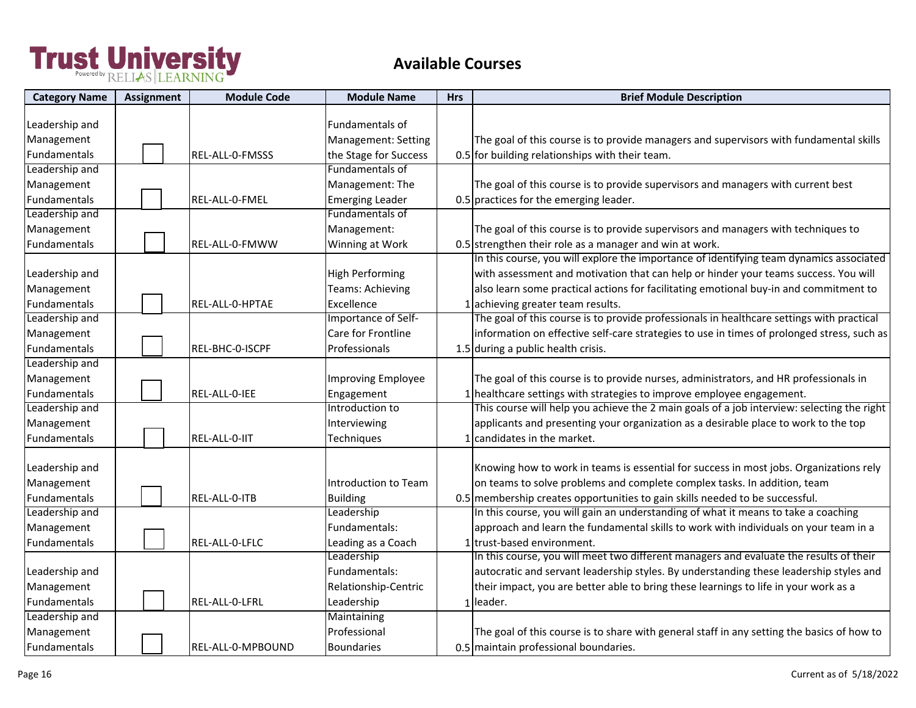# Trust University

Powered by RELIAS LEARNING

## Available Courses

| Category Name | Assignment | Module Code | Module Name | Hrs | Brief Module Description |
|---|---|---|---|---|---|
| Leadership and Management Fundamentals | ☐ | REL-ALL-0-FMSSS | Fundamentals of Management: Setting the Stage for Success | 0.5 | The goal of this course is to provide managers and supervisors with fundamental skills for building relationships with their team. |
| Leadership and Management Fundamentals | ☐ | REL-ALL-0-FMEL | Fundamentals of Management: The Emerging Leader | 0.5 | The goal of this course is to provide supervisors and managers with current best practices for the emerging leader. |
| Leadership and Management Fundamentals | ☐ | REL-ALL-0-FMWW | Fundamentals of Management: Winning at Work | 0.5 | The goal of this course is to provide supervisors and managers with techniques to strengthen their role as a manager and win at work. |
| Leadership and Management Fundamentals | ☐ | REL-ALL-0-HPTAE | High Performing Teams: Achieving Excellence | 1 | In this course, you will explore the importance of identifying team dynamics associated with assessment and motivation that can help or hinder your teams success. You will also learn some practical actions for facilitating emotional buy-in and commitment to achieving greater team results. |
| Leadership and Management Fundamentals | ☐ | REL-BHC-0-ISCPF | Importance of Self-Care for Frontline Professionals | 1.5 | The goal of this course is to provide professionals in healthcare settings with practical information on effective self-care strategies to use in times of prolonged stress, such as during a public health crisis. |
| Leadership and Management Fundamentals | ☐ | REL-ALL-0-IEE | Improving Employee Engagement | 1 | The goal of this course is to provide nurses, administrators, and HR professionals in healthcare settings with strategies to improve employee engagement. |
| Leadership and Management Fundamentals | ☐ | REL-ALL-0-IIT | Introduction to Interviewing Techniques | 1 | This course will help you achieve the 2 main goals of a job interview: selecting the right applicants and presenting your organization as a desirable place to work to the top candidates in the market. |
| Leadership and Management Fundamentals | ☐ | REL-ALL-0-ITB | Introduction to Team Building | 0.5 | Knowing how to work in teams is essential for success in most jobs. Organizations rely on teams to solve problems and complete complex tasks. In addition, team membership creates opportunities to gain skills needed to be successful. |
| Leadership and Management Fundamentals | ☐ | REL-ALL-0-LFLC | Leadership Fundamentals: Leading as a Coach | 1 | In this course, you will gain an understanding of what it means to take a coaching approach and learn the fundamental skills to work with individuals on your team in a trust-based environment. |
| Leadership and Management Fundamentals | ☐ | REL-ALL-0-LFRL | Leadership Fundamentals: Relationship-Centric Leadership | 1 | In this course, you will meet two different managers and evaluate the results of their autocratic and servant leadership styles. By understanding these leadership styles and their impact, you are better able to bring these learnings to life in your work as a leader. |
| Leadership and Management Fundamentals | ☐ | REL-ALL-0-MPBOUND | Maintaining Professional Boundaries | 0.5 | The goal of this course is to share with general staff in any setting the basics of how to maintain professional boundaries. |

Current as of 5/18/2022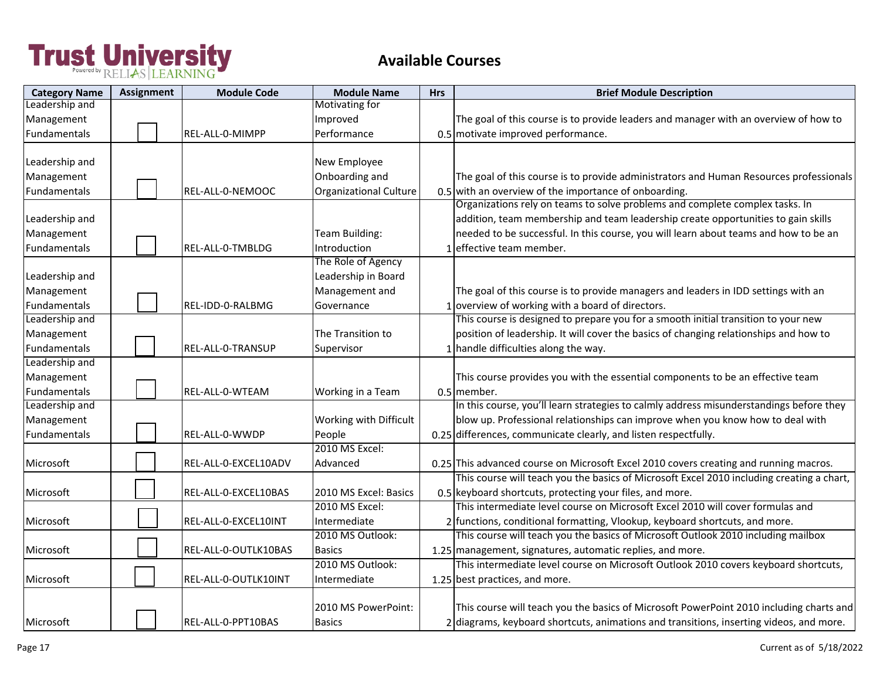# Trust University

Powered by RELIAS LEARNING

## Available Courses

| Category Name | Assignment | Module Code | Module Name | Hrs | Brief Module Description |
|---|---|---|---|---|---|
| Leadership and Management Fundamentals | ☐ | REL-ALL-0-MIMPP | Motivating for Improved Performance | 0.5 | The goal of this course is to provide leaders and manager with an overview of how to motivate improved performance. |
| Leadership and Management Fundamentals | ☐ | REL-ALL-0-NEMOOC | New Employee Onboarding and Organizational Culture | 0.5 | The goal of this course is to provide administrators and Human Resources professionals with an overview of the importance of onboarding. |
| Leadership and Management Fundamentals | ☐ | REL-ALL-0-TMBLDG | Team Building: Introduction | 1 | Organizations rely on teams to solve problems and complete complex tasks. In addition, team membership and team leadership create opportunities to gain skills needed to be successful. In this course, you will learn about teams and how to be an effective team member. |
| Leadership and Management Fundamentals | ☐ | REL-IDD-0-RALBMG | The Role of Agency Leadership in Board Management and Governance | 1 | The goal of this course is to provide managers and leaders in IDD settings with an overview of working with a board of directors. |
| Leadership and Management Fundamentals | ☐ | REL-ALL-0-TRANSUP | The Transition to Supervisor | 1 | This course is designed to prepare you for a smooth initial transition to your new position of leadership. It will cover the basics of changing relationships and how to handle difficulties along the way. |
| Leadership and Management Fundamentals | ☐ | REL-ALL-0-WTEAM | Working in a Team | 0.5 | This course provides you with the essential components to be an effective team member. |
| Leadership and Management Fundamentals | ☐ | REL-ALL-0-WWDP | Working with Difficult People | 0.25 | In this course, you'll learn strategies to calmly address misunderstandings before they blow up. Professional relationships can improve when you know how to deal with differences, communicate clearly, and listen respectfully. |
| Microsoft | ☐ | REL-ALL-0-EXCEL10ADV | 2010 MS Excel: Advanced | 0.25 | This advanced course on Microsoft Excel 2010 covers creating and running macros. |
| Microsoft | ☐ | REL-ALL-0-EXCEL10BAS | 2010 MS Excel: Basics | 0.5 | This course will teach you the basics of Microsoft Excel 2010 including creating a chart, keyboard shortcuts, protecting your files, and more. |
| Microsoft | ☐ | REL-ALL-0-EXCEL10INT | 2010 MS Excel: Intermediate | 2 | This intermediate level course on Microsoft Excel 2010 will cover formulas and functions, conditional formatting, Vlookup, keyboard shortcuts, and more. |
| Microsoft | ☐ | REL-ALL-0-OUTLK10BAS | 2010 MS Outlook: Basics | 1.25 | This course will teach you the basics of Microsoft Outlook 2010 including mailbox management, signatures, automatic replies, and more. |
| Microsoft | ☐ | REL-ALL-0-OUTLK10INT | 2010 MS Outlook: Intermediate | 1.25 | This intermediate level course on Microsoft Outlook 2010 covers keyboard shortcuts, best practices, and more. |
| Microsoft | ☐ | REL-ALL-0-PPT10BAS | 2010 MS PowerPoint: Basics | 2 | This course will teach you the basics of Microsoft PowerPoint 2010 including charts and diagrams, keyboard shortcuts, animations and transitions, inserting videos, and more. |

Current as of 5/18/2022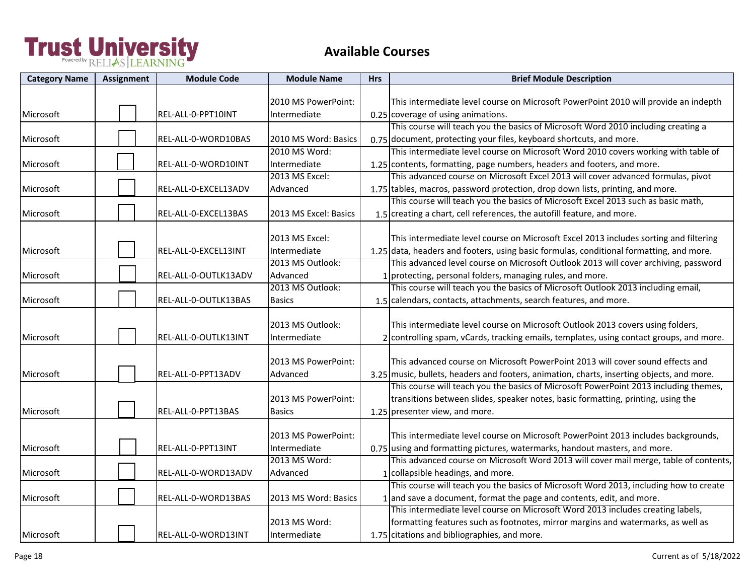# Trust University

Powered by RELIAS LEARNING

## Available Courses

| Category Name | Assignment | Module Code | Module Name | Hrs | Brief Module Description |
|---|---|---|---|---|---|
| Microsoft | ☐ | REL-ALL-0-PPT10INT | 2010 MS PowerPoint: Intermediate | 0.25 | This intermediate level course on Microsoft PowerPoint 2010 will provide an indepth coverage of using animations. |
| Microsoft | ☐ | REL-ALL-0-WORD10BAS | 2010 MS Word: Basics | 0.75 | This course will teach you the basics of Microsoft Word 2010 including creating a document, protecting your files, keyboard shortcuts, and more. |
| Microsoft | ☐ | REL-ALL-0-WORD10INT | 2010 MS Word: Intermediate | 1.25 | This intermediate level course on Microsoft Word 2010 covers working with table of contents, formatting, page numbers, headers and footers, and more. |
| Microsoft | ☐ | REL-ALL-0-EXCEL13ADV | 2013 MS Excel: Advanced | 1.75 | This advanced course on Microsoft Excel 2013 will cover advanced formulas, pivot tables, macros, password protection, drop down lists, printing, and more. |
| Microsoft | ☐ | REL-ALL-0-EXCEL13BAS | 2013 MS Excel: Basics | 1.5 | This course will teach you the basics of Microsoft Excel 2013 such as basic math, creating a chart, cell references, the autofill feature, and more. |
| Microsoft | ☐ | REL-ALL-0-EXCEL13INT | 2013 MS Excel: Intermediate | 1.25 | This intermediate level course on Microsoft Excel 2013 includes sorting and filtering data, headers and footers, using basic formulas, conditional formatting, and more. |
| Microsoft | ☐ | REL-ALL-0-OUTLK13ADV | 2013 MS Outlook: Advanced | 1 | This advanced level course on Microsoft Outlook 2013 will cover archiving, password protecting, personal folders, managing rules, and more. |
| Microsoft | ☐ | REL-ALL-0-OUTLK13BAS | 2013 MS Outlook: Basics | 1.5 | This course will teach you the basics of Microsoft Outlook 2013 including email, calendars, contacts, attachments, search features, and more. |
| Microsoft | ☐ | REL-ALL-0-OUTLK13INT | 2013 MS Outlook: Intermediate | 2 | This intermediate level course on Microsoft Outlook 2013 covers using folders, controlling spam, vCards, tracking emails, templates, using contact groups, and more. |
| Microsoft | ☐ | REL-ALL-0-PPT13ADV | 2013 MS PowerPoint: Advanced | 3.25 | This advanced course on Microsoft PowerPoint 2013 will cover sound effects and music, bullets, headers and footers, animation, charts, inserting objects, and more. |
| Microsoft | ☐ | REL-ALL-0-PPT13BAS | 2013 MS PowerPoint: Basics | 1.25 | This course will teach you the basics of Microsoft PowerPoint 2013 including themes, transitions between slides, speaker notes, basic formatting, printing, using the presenter view, and more. |
| Microsoft | ☐ | REL-ALL-0-PPT13INT | 2013 MS PowerPoint: Intermediate | 0.75 | This intermediate level course on Microsoft PowerPoint 2013 includes backgrounds, using and formatting pictures, watermarks, handout masters, and more. |
| Microsoft | ☐ | REL-ALL-0-WORD13ADV | 2013 MS Word: Advanced | 1 | This advanced course on Microsoft Word 2013 will cover mail merge, table of contents, collapsible headings, and more. |
| Microsoft | ☐ | REL-ALL-0-WORD13BAS | 2013 MS Word: Basics | 1 | This course will teach you the basics of Microsoft Word 2013, including how to create and save a document, format the page and contents, edit, and more. |
| Microsoft | ☐ | REL-ALL-0-WORD13INT | 2013 MS Word: Intermediate | 1.75 | This intermediate level course on Microsoft Word 2013 includes creating labels, formatting features such as footnotes, mirror margins and watermarks, as well as citations and bibliographies, and more. |

Current as of 5/18/2022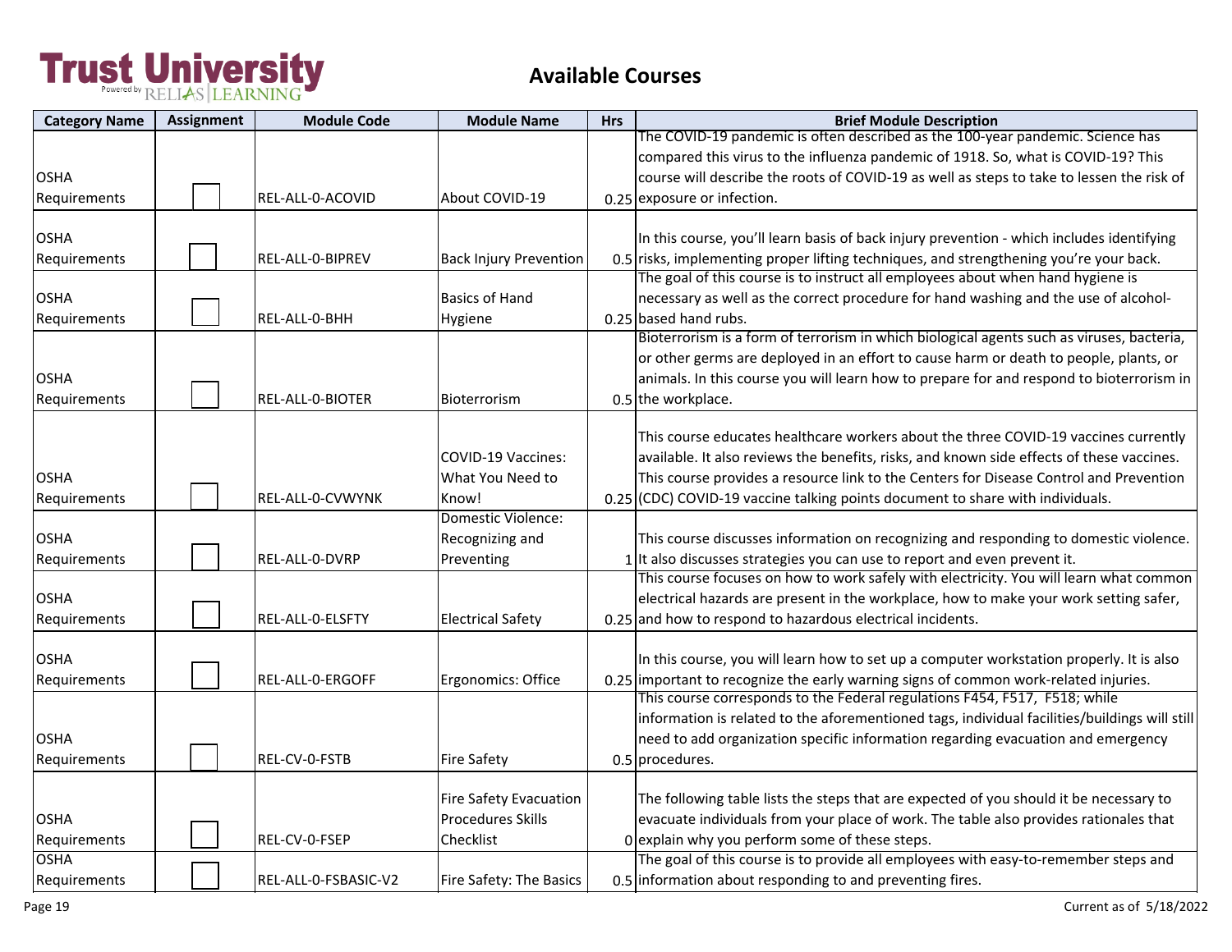# Trust University

Powered by RELIAS LEARNING

## Available Courses

| Category Name | Assignment | Module Code | Module Name | Hrs | Brief Module Description |
|---|---|---|---|---|---|
| OSHA Requirements | ☐ | REL-ALL-0-ACOVID | About COVID-19 | 0.25 | The COVID-19 pandemic is often described as the 100-year pandemic. Science has compared this virus to the influenza pandemic of 1918. So, what is COVID-19? This course will describe the roots of COVID-19 as well as steps to take to lessen the risk of exposure or infection. |
| OSHA Requirements | ☐ | REL-ALL-0-BIPREV | Back Injury Prevention | 0.5 | In this course, you'll learn basis of back injury prevention - which includes identifying risks, implementing proper lifting techniques, and strengthening you're your back. |
| OSHA Requirements | ☐ | REL-ALL-0-BHH | Basics of Hand Hygiene | 0.25 | The goal of this course is to instruct all employees about when hand hygiene is necessary as well as the correct procedure for hand washing and the use of alcohol-based hand rubs. |
| OSHA Requirements | ☐ | REL-ALL-0-BIOTER | Bioterrorism | 0.5 | Bioterrorism is a form of terrorism in which biological agents such as viruses, bacteria, or other germs are deployed in an effort to cause harm or death to people, plants, or animals. In this course you will learn how to prepare for and respond to bioterrorism in the workplace. |
| OSHA Requirements | ☐ | REL-ALL-0-CVWYNK | COVID-19 Vaccines: What You Need to Know! | 0.25 | This course educates healthcare workers about the three COVID-19 vaccines currently available. It also reviews the benefits, risks, and known side effects of these vaccines. This course provides a resource link to the Centers for Disease Control and Prevention (CDC) COVID-19 vaccine talking points document to share with individuals. |
| OSHA Requirements | ☐ | REL-ALL-0-DVRP | Domestic Violence: Recognizing and Preventing | 1 | This course discusses information on recognizing and responding to domestic violence. It also discusses strategies you can use to report and even prevent it. |
| OSHA Requirements | ☐ | REL-ALL-0-ELSFTY | Electrical Safety | 0.25 | This course focuses on how to work safely with electricity. You will learn what common electrical hazards are present in the workplace, how to make your work setting safer, and how to respond to hazardous electrical incidents. |
| OSHA Requirements | ☐ | REL-ALL-0-ERGOFF | Ergonomics: Office | 0.25 | In this course, you will learn how to set up a computer workstation properly. It is also important to recognize the early warning signs of common work-related injuries. |
| OSHA Requirements | ☐ | REL-CV-0-FSTB | Fire Safety | 0.5 | This course corresponds to the Federal regulations F454, F517, F518; while information is related to the aforementioned tags, individual facilities/buildings will still need to add organization specific information regarding evacuation and emergency procedures. |
| OSHA Requirements | ☐ | REL-CV-0-FSEP | Fire Safety Evacuation Procedures Skills Checklist | 0 | The following table lists the steps that are expected of you should it be necessary to evacuate individuals from your place of work. The table also provides rationales that explain why you perform some of these steps. |
| OSHA Requirements | ☐ | REL-ALL-0-FSBASIC-V2 | Fire Safety: The Basics | 0.5 | The goal of this course is to provide all employees with easy-to-remember steps and information about responding to and preventing fires. |

Current as of 5/18/2022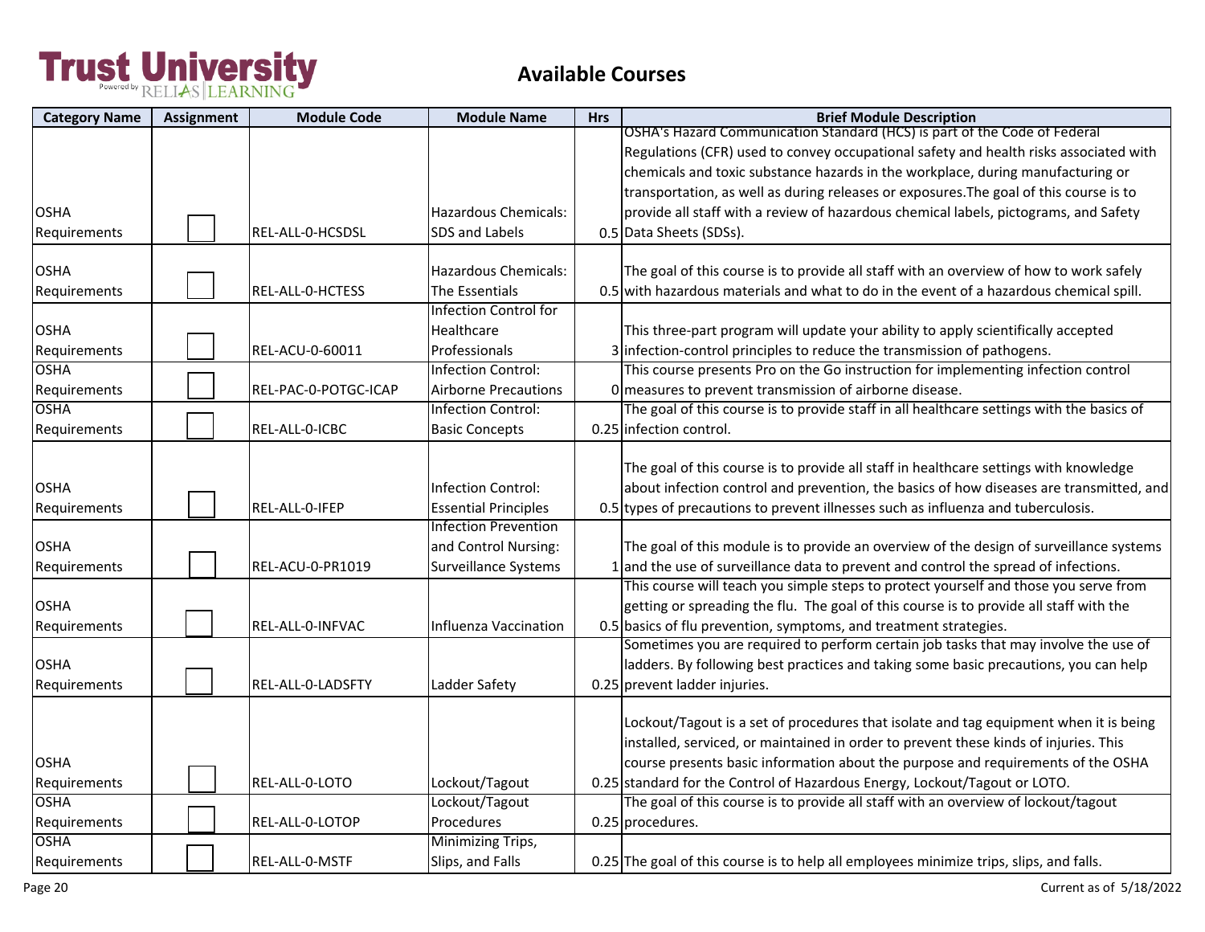# Trust University

Powered by RELIAS LEARNING

## Available Courses

| Category Name | Assignment | Module Code | Module Name | Hrs | Brief Module Description |
| --- | --- | --- | --- | --- | --- |
| OSHA Requirements | ☐ | REL-ALL-0-HCSDSL | Hazardous Chemicals: SDS and Labels | 0.5 | OSHA's Hazard Communication Standard (HCS) is part of the Code of Federal Regulations (CFR) used to convey occupational safety and health risks associated with chemicals and toxic substance hazards in the workplace, during manufacturing or transportation, as well as during releases or exposures.The goal of this course is to provide all staff with a review of hazardous chemical labels, pictograms, and Safety Data Sheets (SDSs). |
| OSHA Requirements | ☐ | REL-ALL-0-HCTESS | Hazardous Chemicals: The Essentials | 0.5 | The goal of this course is to provide all staff with an overview of how to work safely with hazardous materials and what to do in the event of a hazardous chemical spill. |
| OSHA Requirements | ☐ | REL-ACU-0-60011 | Infection Control for Healthcare Professionals | 3 | This three-part program will update your ability to apply scientifically accepted infection-control principles to reduce the transmission of pathogens. |
| OSHA Requirements | ☐ | REL-PAC-0-POTGC-ICAP | Infection Control: Airborne Precautions | 0 | This course presents Pro on the Go instruction for implementing infection control measures to prevent transmission of airborne disease. |
| OSHA Requirements | ☐ | REL-ALL-0-ICBC | Infection Control: Basic Concepts | 0.25 | The goal of this course is to provide staff in all healthcare settings with the basics of infection control. |
| OSHA Requirements | ☐ | REL-ALL-0-IFEP | Infection Control: Essential Principles | 0.5 | The goal of this course is to provide all staff in healthcare settings with knowledge about infection control and prevention, the basics of how diseases are transmitted, and types of precautions to prevent illnesses such as influenza and tuberculosis. |
| OSHA Requirements | ☐ | REL-ACU-0-PR1019 | Infection Prevention and Control Nursing: Surveillance Systems | 1 | The goal of this module is to provide an overview of the design of surveillance systems and the use of surveillance data to prevent and control the spread of infections. |
| OSHA Requirements | ☐ | REL-ALL-0-INFVAC | Influenza Vaccination | 0.5 | This course will teach you simple steps to protect yourself and those you serve from getting or spreading the flu. The goal of this course is to provide all staff with the basics of flu prevention, symptoms, and treatment strategies. |
| OSHA Requirements | ☐ | REL-ALL-0-LADSFTY | Ladder Safety | 0.25 | Sometimes you are required to perform certain job tasks that may involve the use of ladders. By following best practices and taking some basic precautions, you can help prevent ladder injuries. |
| OSHA Requirements | ☐ | REL-ALL-0-LOTO | Lockout/Tagout | 0.25 | Lockout/Tagout is a set of procedures that isolate and tag equipment when it is being installed, serviced, or maintained in order to prevent these kinds of injuries. This course presents basic information about the purpose and requirements of the OSHA standard for the Control of Hazardous Energy, Lockout/Tagout or LOTO. |
| OSHA Requirements | ☐ | REL-ALL-0-LOTOP | Lockout/Tagout Procedures | 0.25 | The goal of this course is to provide all staff with an overview of lockout/tagout procedures. |
| OSHA Requirements | ☐ | REL-ALL-0-MSTF | Minimizing Trips, Slips, and Falls | 0.25 | The goal of this course is to help all employees minimize trips, slips, and falls. |

Current as of 5/18/2022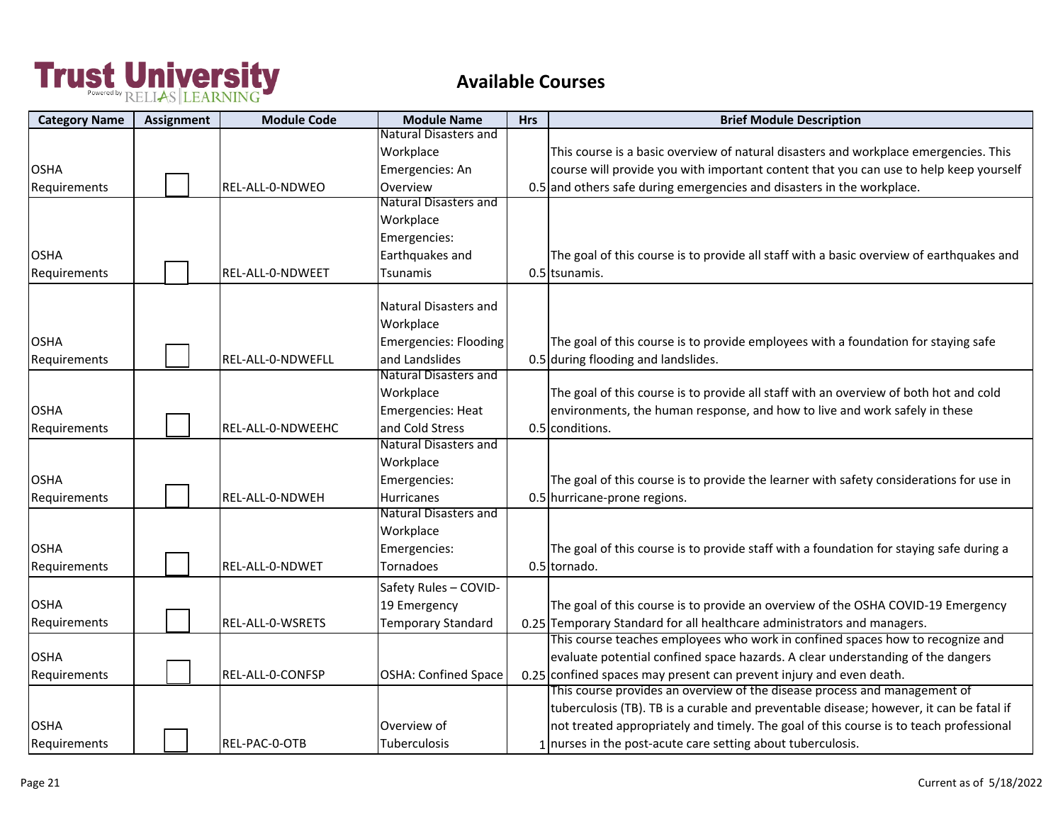# Trust University

Powered by RELIAS LEARNING

## Available Courses

| Category Name | Assignment | Module Code | Module Name | Hrs | Brief Module Description |
|---|---|---|---|---|---|
| OSHA Requirements | ☐ | REL-ALL-0-NDWEO | Natural Disasters and Workplace Emergencies: An Overview | 0.5 | This course is a basic overview of natural disasters and workplace emergencies. This course will provide you with important content that you can use to help keep yourself and others safe during emergencies and disasters in the workplace. |
| OSHA Requirements | ☐ | REL-ALL-0-NDWEET | Natural Disasters and Workplace Emergencies: Earthquakes and Tsunamis | 0.5 | The goal of this course is to provide all staff with a basic overview of earthquakes and tsunamis. |
| OSHA Requirements | ☐ | REL-ALL-0-NDWEFLL | Natural Disasters and Workplace Emergencies: Flooding and Landslides | 0.5 | The goal of this course is to provide employees with a foundation for staying safe during flooding and landslides. |
| OSHA Requirements | ☐ | REL-ALL-0-NDWEEHC | Natural Disasters and Workplace Emergencies: Heat and Cold Stress | 0.5 | The goal of this course is to provide all staff with an overview of both hot and cold environments, the human response, and how to live and work safely in these conditions. |
| OSHA Requirements | ☐ | REL-ALL-0-NDWEH | Natural Disasters and Workplace Emergencies: Hurricanes | 0.5 | The goal of this course is to provide the learner with safety considerations for use in hurricane-prone regions. |
| OSHA Requirements | ☐ | REL-ALL-0-NDWET | Natural Disasters and Workplace Emergencies: Tornadoes | 0.5 | The goal of this course is to provide staff with a foundation for staying safe during a tornado. |
| OSHA Requirements | ☐ | REL-ALL-0-WSRETS | Safety Rules – COVID-19 Emergency Temporary Standard | 0.25 | The goal of this course is to provide an overview of the OSHA COVID-19 Emergency Temporary Standard for all healthcare administrators and managers. |
| OSHA Requirements | ☐ | REL-ALL-0-CONFSP | OSHA: Confined Space | 0.25 | This course teaches employees who work in confined spaces how to recognize and evaluate potential confined space hazards. A clear understanding of the dangers confined spaces may present can prevent injury and even death. |
| OSHA Requirements | ☐ | REL-PAC-0-OTB | Overview of Tuberculosis | 1 | This course provides an overview of the disease process and management of tuberculosis (TB). TB is a curable and preventable disease; however, it can be fatal if not treated appropriately and timely. The goal of this course is to teach professional nurses in the post-acute care setting about tuberculosis. |

Current as of 5/18/2022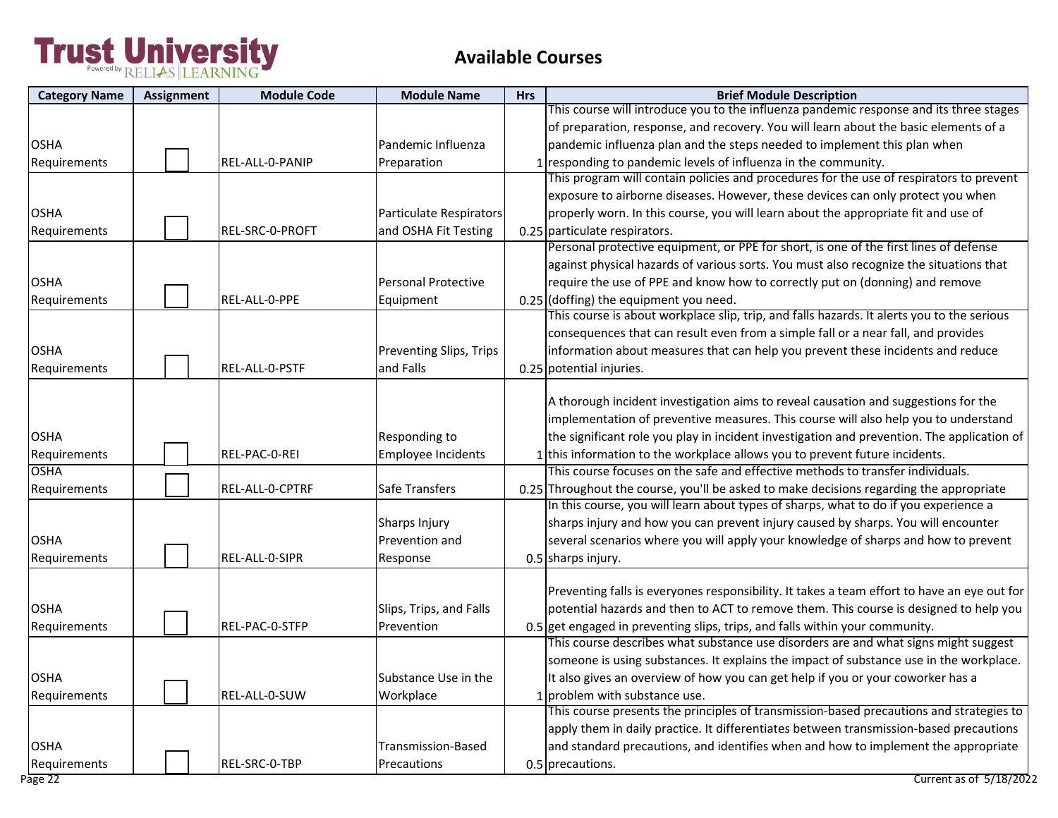# Trust University

Powered by RELIAS LEARNING

## Available Courses

| Category Name | Assignment | Module Code | Module Name | Hrs | Brief Module Description |
|---|---|---|---|---|---|
| OSHA Requirements | ☐ | REL-ALL-0-PANIP | Pandemic Influenza Preparation | 1 | This course will introduce you to the influenza pandemic response and its three stages of preparation, response, and recovery. You will learn about the basic elements of a pandemic influenza plan and the steps needed to implement this plan when responding to pandemic levels of influenza in the community. |
| OSHA Requirements | ☐ | REL-SRC-0-PROFT | Particulate Respirators and OSHA Fit Testing | 0.25 | This program will contain policies and procedures for the use of respirators to prevent exposure to airborne diseases. However, these devices can only protect you when properly worn. In this course, you will learn about the appropriate fit and use of particulate respirators. |
| OSHA Requirements | ☐ | REL-ALL-0-PPE | Personal Protective Equipment | 0.25 | Personal protective equipment, or PPE for short, is one of the first lines of defense against physical hazards of various sorts. You must also recognize the situations that require the use of PPE and know how to correctly put on (donning) and remove (doffing) the equipment you need. |
| OSHA Requirements | ☐ | REL-ALL-0-PSTF | Preventing Slips, Trips and Falls | 0.25 | This course is about workplace slip, trip, and falls hazards. It alerts you to the serious consequences that can result even from a simple fall or a near fall, and provides information about measures that can help you prevent these incidents and reduce potential injuries. |
| OSHA Requirements | ☐ | REL-PAC-0-REI | Responding to Employee Incidents | 1 | A thorough incident investigation aims to reveal causation and suggestions for the implementation of preventive measures. This course will also help you to understand the significant role you play in incident investigation and prevention. The application of this information to the workplace allows you to prevent future incidents. |
| OSHA Requirements | ☐ | REL-ALL-0-CPTRF | Safe Transfers | 0.25 | This course focuses on the safe and effective methods to transfer individuals. Throughout the course, you'll be asked to make decisions regarding the appropriate |
| OSHA Requirements | ☐ | REL-ALL-0-SIPR | Sharps Injury Prevention and Response | 0.5 | In this course, you will learn about types of sharps, what to do if you experience a sharps injury and how you can prevent injury caused by sharps. You will encounter several scenarios where you will apply your knowledge of sharps and how to prevent sharps injury. |
| OSHA Requirements | ☐ | REL-PAC-0-STFP | Slips, Trips, and Falls Prevention | 0.5 | Preventing falls is everyones responsibility. It takes a team effort to have an eye out for potential hazards and then to ACT to remove them. This course is designed to help you get engaged in preventing slips, trips, and falls within your community. |
| OSHA Requirements | ☐ | REL-ALL-0-SUW | Substance Use in the Workplace | 1 | This course describes what substance use disorders are and what signs might suggest someone is using substances. It explains the impact of substance use in the workplace. It also gives an overview of how you can get help if you or your coworker has a problem with substance use. |
| OSHA Requirements | ☐ | REL-SRC-0-TBP | Transmission-Based Precautions | 0.5 | This course presents the principles of transmission-based precautions and strategies to apply them in daily practice. It differentiates between transmission-based precautions and standard precautions, and identifies when and how to implement the appropriate precautions. |

Current as of 5/18/2022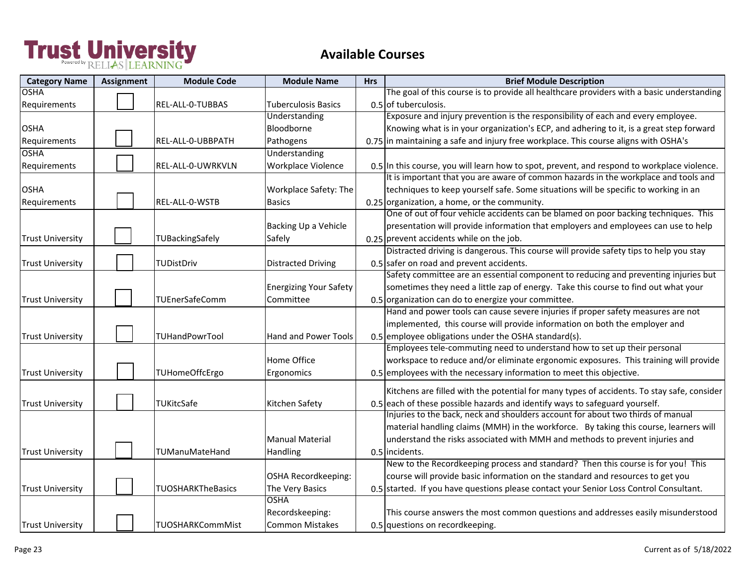# Trust University

Powered by RELIAS LEARNING

## Available Courses

| Category Name | Assignment | Module Code | Module Name | Hrs | Brief Module Description |
| --- | --- | --- | --- | --- | --- |
| OSHA Requirements | ☐ | REL-ALL-0-TUBBAS | Tuberculosis Basics | 0.5 | The goal of this course is to provide all healthcare providers with a basic understanding of tuberculosis. |
| OSHA Requirements | ☐ | REL-ALL-0-UBBPATH | Understanding Bloodborne Pathogens | 0.75 | Exposure and injury prevention is the responsibility of each and every employee. Knowing what is in your organization's ECP, and adhering to it, is a great step forward in maintaining a safe and injury free workplace. This course aligns with OSHA's |
| OSHA Requirements | ☐ | REL-ALL-0-UWRKVLN | Understanding Workplace Violence | 0.5 | In this course, you will learn how to spot, prevent, and respond to workplace violence. |
| OSHA Requirements | ☐ | REL-ALL-0-WSTB | Workplace Safety: The Basics | 0.25 | It is important that you are aware of common hazards in the workplace and tools and techniques to keep yourself safe. Some situations will be specific to working in an organization, a home, or the community. |
| Trust University | ☐ | TUBackingSafely | Backing Up a Vehicle Safely | 0.25 | One of out of four vehicle accidents can be blamed on poor backing techniques. This presentation will provide information that employers and employees can use to help prevent accidents while on the job. |
| Trust University | ☐ | TUDistDriv | Distracted Driving | 0.5 | Distracted driving is dangerous. This course will provide safety tips to help you stay safer on road and prevent accidents. |
| Trust University | ☐ | TUEnerSafeComm | Energizing Your Safety Committee | 0.5 | Safety committee are an essential component to reducing and preventing injuries but sometimes they need a little zap of energy. Take this course to find out what your organization can do to energize your committee. |
| Trust University | ☐ | TUHandPowrTool | Hand and Power Tools | 0.5 | Hand and power tools can cause severe injuries if proper safety measures are not implemented, this course will provide information on both the employer and employee obligations under the OSHA standard(s). |
| Trust University | ☐ | TUHomeOffcErgo | Home Office Ergonomics | 0.5 | Employees tele-commuting need to understand how to set up their personal workspace to reduce and/or eliminate ergonomic exposures. This training will provide employees with the necessary information to meet this objective. |
| Trust University | ☐ | TUKitcSafe | Kitchen Safety | 0.5 | Kitchens are filled with the potential for many types of accidents. To stay safe, consider each of these possible hazards and identify ways to safeguard yourself. |
| Trust University | ☐ | TUManuMateHand | Manual Material Handling | 0.5 | Injuries to the back, neck and shoulders account for about two thirds of manual material handling claims (MMH) in the workforce. By taking this course, learners will understand the risks associated with MMH and methods to prevent injuries and incidents. |
| Trust University | ☐ | TUOSHARKTheBasics | OSHA Recordkeeping: The Very Basics | 0.5 | New to the Recordkeeping process and standard? Then this course is for you! This course will provide basic information on the standard and resources to get you started. If you have questions please contact your Senior Loss Control Consultant. |
| Trust University | ☐ | TUOSHARKCommMist | OSHA Recordskeeping: Common Mistakes | 0.5 | This course answers the most common questions and addresses easily misunderstood questions on recordkeeping. |

Current as of 5/18/2022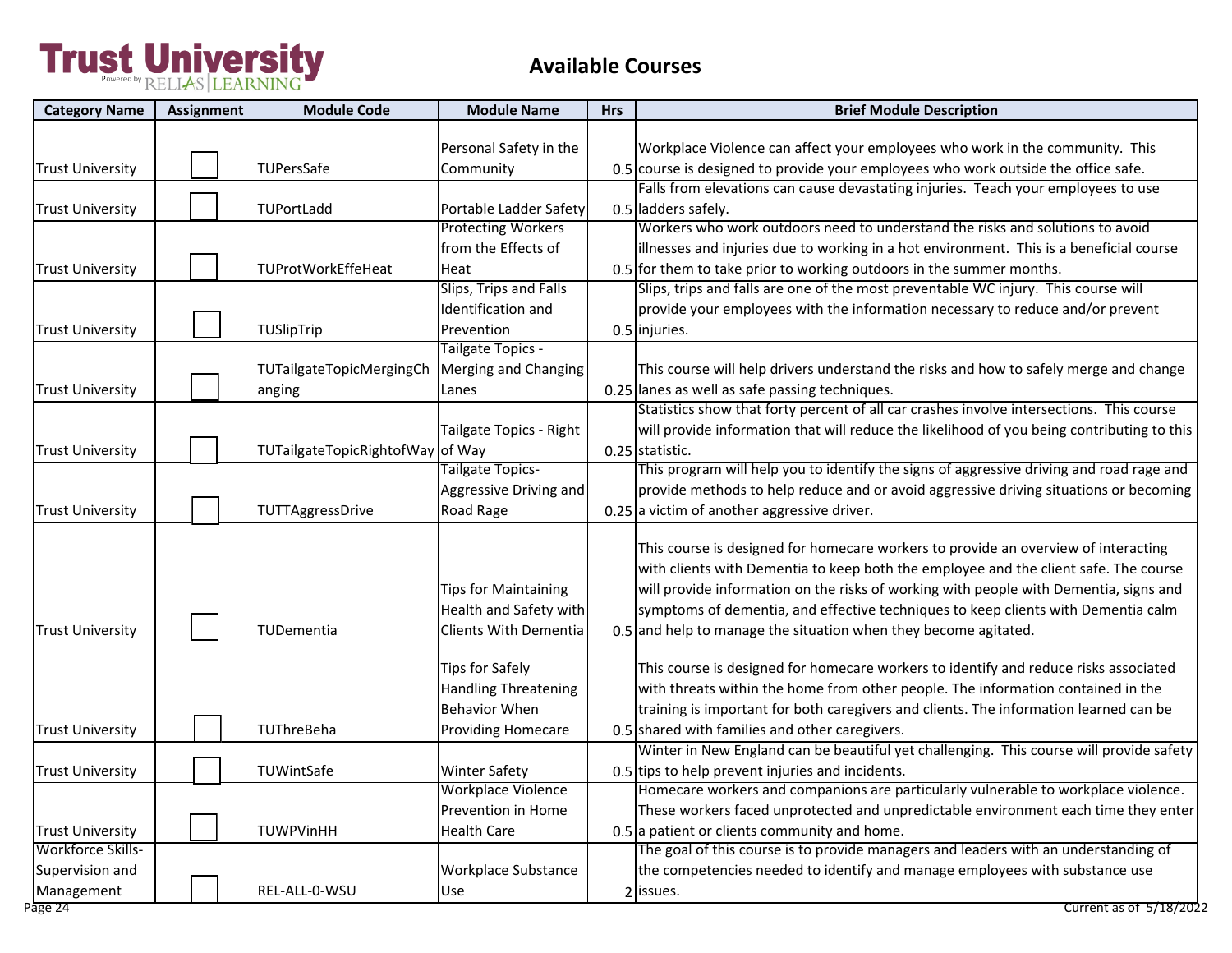# Trust University

Powered by RELIAS LEARNING

## Available Courses

| Category Name | Assignment | Module Code | Module Name | Hrs | Brief Module Description |
|---|---|---|---|---|---|
| Trust University | ☐ | TUPersSafe | Personal Safety in the Community | 0.5 | Workplace Violence can affect your employees who work in the community. This course is designed to provide your employees who work outside the office safe. |
| Trust University | ☐ | TUPortLadd | Portable Ladder Safety | 0.5 | Falls from elevations can cause devastating injuries. Teach your employees to use ladders safely. |
| Trust University | ☐ | TUProtWorkEffeHeat | Protecting Workers from the Effects of Heat | 0.5 | Workers who work outdoors need to understand the risks and solutions to avoid illnesses and injuries due to working in a hot environment. This is a beneficial course for them to take prior to working outdoors in the summer months. |
| Trust University | ☐ | TUSlipTrip | Slips, Trips and Falls Identification and Prevention | 0.5 | Slips, trips and falls are one of the most preventable WC injury. This course will provide your employees with the information necessary to reduce and/or prevent injuries. |
| Trust University | ☐ | TUTailgateTopicMergingChanging | Tailgate Topics - Merging and Changing Lanes | 0.25 | This course will help drivers understand the risks and how to safely merge and change lanes as well as safe passing techniques. |
| Trust University | ☐ | TUTailgateTopicRightofWay | Tailgate Topics - Right of Way | 0.25 | Statistics show that forty percent of all car crashes involve intersections. This course will provide information that will reduce the likelihood of you being contributing to this statistic. |
| Trust University | ☐ | TUTTAggressDrive | Tailgate Topics- Aggressive Driving and Road Rage | 0.25 | This program will help you to identify the signs of aggressive driving and road rage and provide methods to help reduce and or avoid aggressive driving situations or becoming a victim of another aggressive driver. |
| Trust University | ☐ | TUDementia | Tips for Maintaining Health and Safety with Clients With Dementia | 0.5 | This course is designed for homecare workers to provide an overview of interacting with clients with Dementia to keep both the employee and the client safe. The course will provide information on the risks of working with people with Dementia, signs and symptoms of dementia, and effective techniques to keep clients with Dementia calm and help to manage the situation when they become agitated. |
| Trust University | ☐ | TUThreBeha | Tips for Safely Handling Threatening Behavior When Providing Homecare | 0.5 | This course is designed for homecare workers to identify and reduce risks associated with threats within the home from other people. The information contained in the training is important for both caregivers and clients. The information learned can be shared with families and other caregivers. |
| Trust University | ☐ | TUWintSafe | Winter Safety | 0.5 | Winter in New England can be beautiful yet challenging. This course will provide safety tips to help prevent injuries and incidents. |
| Trust University | ☐ | TUWPVinHH | Workplace Violence Prevention in Home Health Care | 0.5 | Homecare workers and companions are particularly vulnerable to workplace violence. These workers faced unprotected and unpredictable environment each time they enter a patient or clients community and home. |
| Workforce Skills-Supervision and Management | ☐ | REL-ALL-0-WSU | Workplace Substance Use | 2 | The goal of this course is to provide managers and leaders with an understanding of the competencies needed to identify and manage employees with substance use issues. |

Current as of 5/18/2022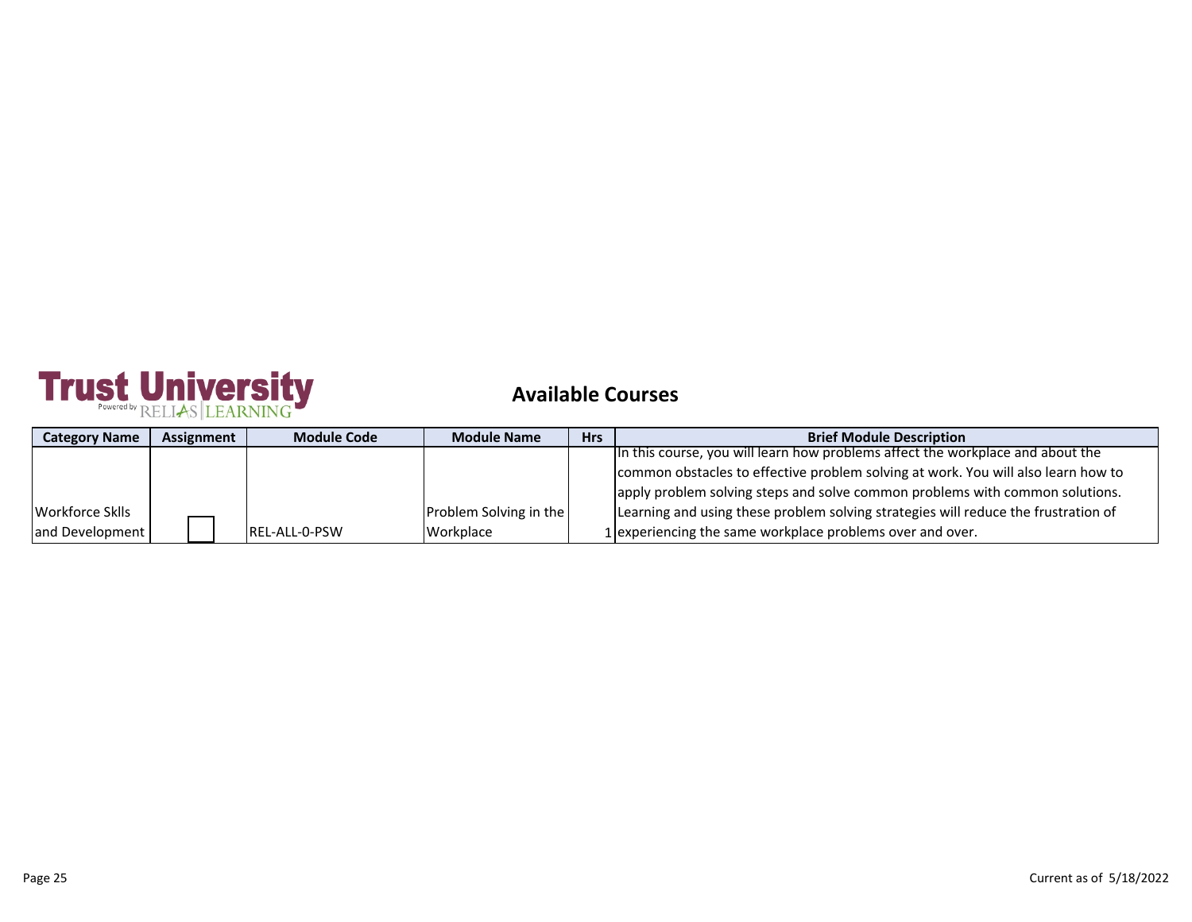Trust University

Powered by RELIAS LEARNING

## Available Courses

| Category Name | Assignment | Module Code | Module Name | Hrs | Brief Module Description |
|---|---|---|---|---|---|
| Workforce Sklls and Development | ☐ | REL-ALL-0-PSW | Problem Solving in the Workplace | 1 | In this course, you will learn how problems affect the workplace and about the common obstacles to effective problem solving at work. You will also learn how to apply problem solving steps and solve common problems with common solutions. Learning and using these problem solving strategies will reduce the frustration of experiencing the same workplace problems over and over. |

Current as of 5/18/2022